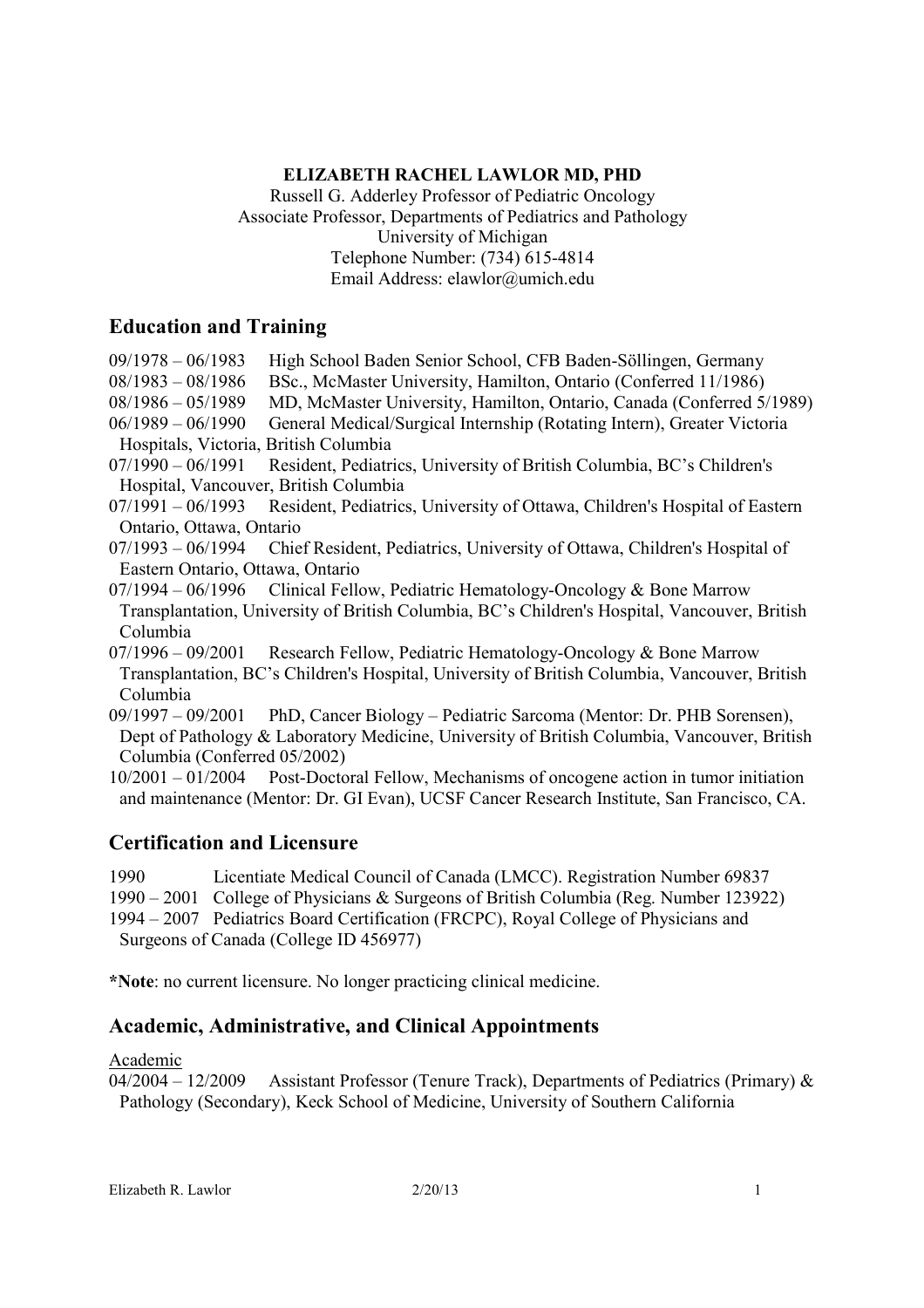**ELIZABETH RACHEL LAWLOR MD, PHD**

Russell G. Adderley Professor of Pediatric Oncology
Associate Professor, Departments of Pediatrics and Pathology
University of Michigan
Telephone Number: (734) 615-4814
Email Address: elawlor@umich.edu

## Education and Training

09/1978 – 06/1983 High School Baden Senior School, CFB Baden-Söllingen, Germany
08/1983 – 08/1986 BSc., McMaster University, Hamilton, Ontario (Conferred 11/1986)
08/1986 – 05/1989 MD, McMaster University, Hamilton, Ontario, Canada (Conferred 5/1989)
06/1989 – 06/1990 General Medical/Surgical Internship (Rotating Intern), Greater Victoria Hospitals, Victoria, British Columbia
07/1990 – 06/1991 Resident, Pediatrics, University of British Columbia, BC's Children's Hospital, Vancouver, British Columbia
07/1991 – 06/1993 Resident, Pediatrics, University of Ottawa, Children's Hospital of Eastern Ontario, Ottawa, Ontario
07/1993 – 06/1994 Chief Resident, Pediatrics, University of Ottawa, Children's Hospital of Eastern Ontario, Ottawa, Ontario
07/1994 – 06/1996 Clinical Fellow, Pediatric Hematology-Oncology & Bone Marrow Transplantation, University of British Columbia, BC's Children's Hospital, Vancouver, British Columbia
07/1996 – 09/2001 Research Fellow, Pediatric Hematology-Oncology & Bone Marrow Transplantation, BC's Children's Hospital, University of British Columbia, Vancouver, British Columbia
09/1997 – 09/2001 PhD, Cancer Biology – Pediatric Sarcoma (Mentor: Dr. PHB Sorensen), Dept of Pathology & Laboratory Medicine, University of British Columbia, Vancouver, British Columbia (Conferred 05/2002)
10/2001 – 01/2004 Post-Doctoral Fellow, Mechanisms of oncogene action in tumor initiation and maintenance (Mentor: Dr. GI Evan), UCSF Cancer Research Institute, San Francisco, CA.

## Certification and Licensure

1990 Licentiate Medical Council of Canada (LMCC). Registration Number 69837
1990 – 2001 College of Physicians & Surgeons of British Columbia (Reg. Number 123922)
1994 – 2007 Pediatrics Board Certification (FRCPC), Royal College of Physicians and Surgeons of Canada (College ID 456977)

***Note**: no current licensure. No longer practicing clinical medicine.

## Academic, Administrative, and Clinical Appointments

Academic

04/2004 – 12/2009 Assistant Professor (Tenure Track), Departments of Pediatrics (Primary) & Pathology (Secondary), Keck School of Medicine, University of Southern California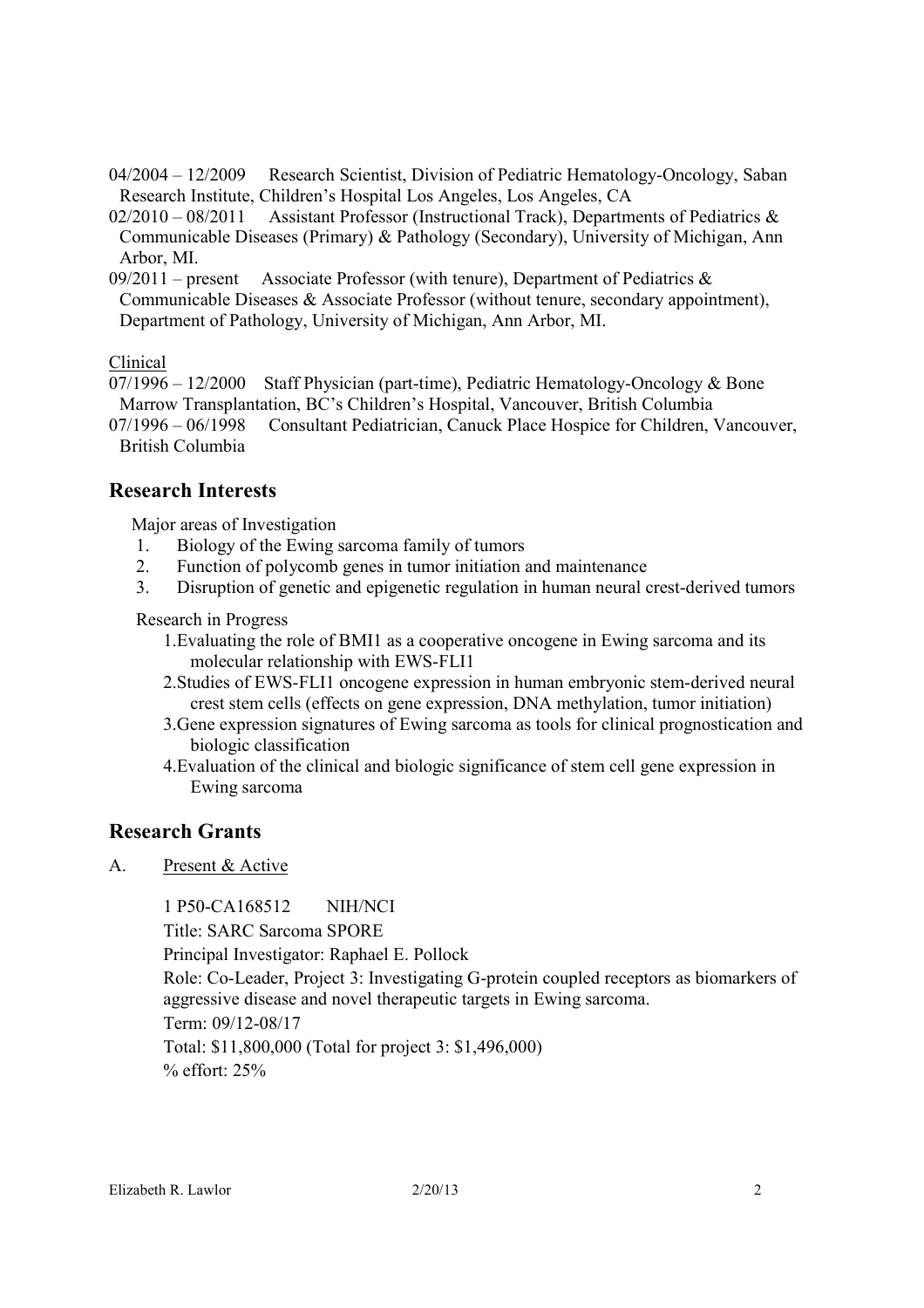04/2004 – 12/2009 Research Scientist, Division of Pediatric Hematology-Oncology, Saban Research Institute, Children's Hospital Los Angeles, Los Angeles, CA

02/2010 – 08/2011 Assistant Professor (Instructional Track), Departments of Pediatrics & Communicable Diseases (Primary) & Pathology (Secondary), University of Michigan, Ann Arbor, MI.

09/2011 – present Associate Professor (with tenure), Department of Pediatrics & Communicable Diseases & Associate Professor (without tenure, secondary appointment), Department of Pathology, University of Michigan, Ann Arbor, MI.

Clinical

07/1996 – 12/2000 Staff Physician (part-time), Pediatric Hematology-Oncology & Bone Marrow Transplantation, BC's Children's Hospital, Vancouver, British Columbia

07/1996 – 06/1998 Consultant Pediatrician, Canuck Place Hospice for Children, Vancouver, British Columbia

## Research Interests

Major areas of Investigation

1. Biology of the Ewing sarcoma family of tumors
2. Function of polycomb genes in tumor initiation and maintenance
3. Disruption of genetic and epigenetic regulation in human neural crest-derived tumors

Research in Progress

1. Evaluating the role of BMI1 as a cooperative oncogene in Ewing sarcoma and its molecular relationship with EWS-FLI1
2. Studies of EWS-FLI1 oncogene expression in human embryonic stem-derived neural crest stem cells (effects on gene expression, DNA methylation, tumor initiation)
3. Gene expression signatures of Ewing sarcoma as tools for clinical prognostication and biologic classification
4. Evaluation of the clinical and biologic significance of stem cell gene expression in Ewing sarcoma

## Research Grants

A. Present & Active

1 P50-CA168512 NIH/NCI

Title: SARC Sarcoma SPORE

Principal Investigator: Raphael E. Pollock

Role: Co-Leader, Project 3: Investigating G-protein coupled receptors as biomarkers of aggressive disease and novel therapeutic targets in Ewing sarcoma.

Term: 09/12-08/17

Total: $11,800,000 (Total for project 3: $1,496,000)

% effort: 25%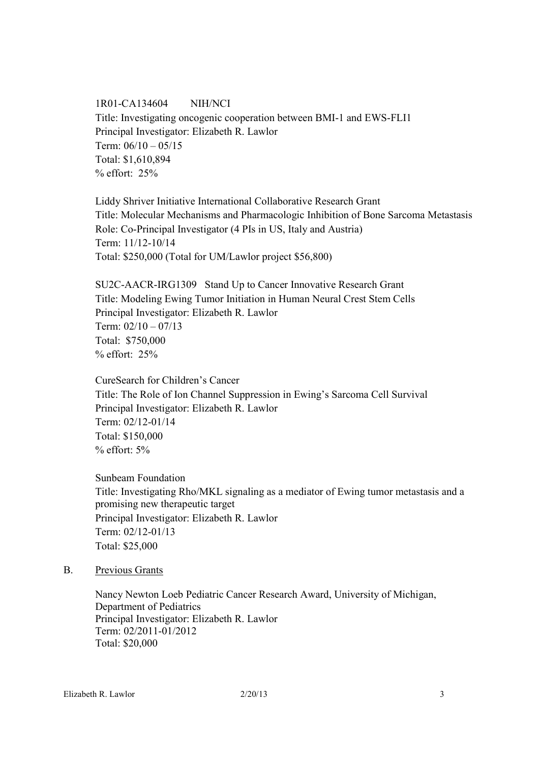1R01-CA134604 NIH/NCI
Title: Investigating oncogenic cooperation between BMI-1 and EWS-FLI1
Principal Investigator: Elizabeth R. Lawlor
Term: 06/10 – 05/15
Total: $1,610,894
% effort: 25%

Liddy Shriver Initiative International Collaborative Research Grant
Title: Molecular Mechanisms and Pharmacologic Inhibition of Bone Sarcoma Metastasis
Role: Co-Principal Investigator (4 PIs in US, Italy and Austria)
Term: 11/12-10/14
Total: $250,000 (Total for UM/Lawlor project $56,800)

SU2C-AACR-IRG1309 Stand Up to Cancer Innovative Research Grant
Title: Modeling Ewing Tumor Initiation in Human Neural Crest Stem Cells
Principal Investigator: Elizabeth R. Lawlor
Term: 02/10 – 07/13
Total: $750,000
% effort: 25%

CureSearch for Children's Cancer
Title: The Role of Ion Channel Suppression in Ewing's Sarcoma Cell Survival
Principal Investigator: Elizabeth R. Lawlor
Term: 02/12-01/14
Total: $150,000
% effort: 5%

Sunbeam Foundation
Title: Investigating Rho/MKL signaling as a mediator of Ewing tumor metastasis and a promising new therapeutic target
Principal Investigator: Elizabeth R. Lawlor
Term: 02/12-01/13
Total: $25,000

B. Previous Grants

Nancy Newton Loeb Pediatric Cancer Research Award, University of Michigan, Department of Pediatrics
Principal Investigator: Elizabeth R. Lawlor
Term: 02/2011-01/2012
Total: $20,000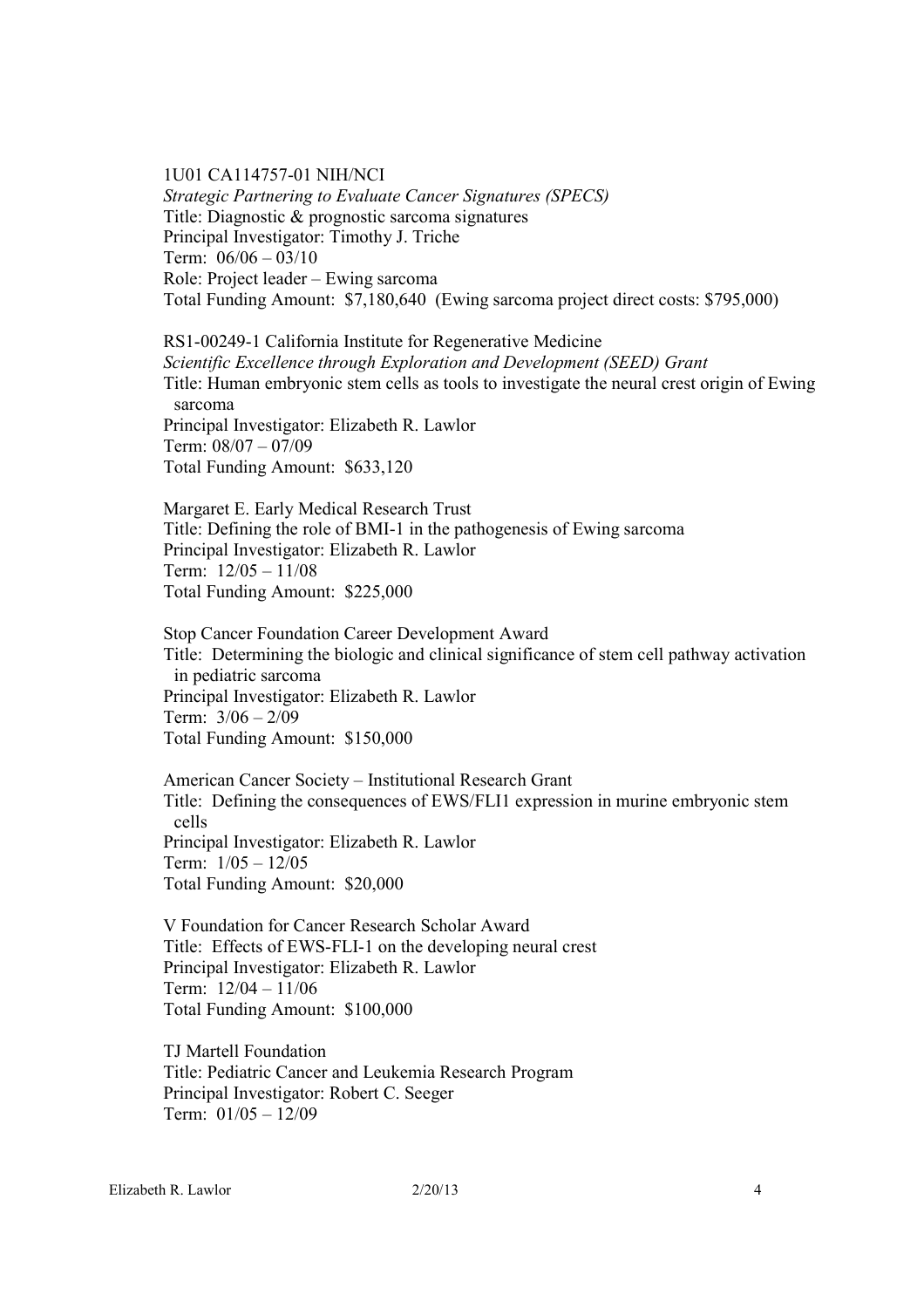1U01 CA114757-01 NIH/NCI
*Strategic Partnering to Evaluate Cancer Signatures (SPECS)*
Title: Diagnostic & prognostic sarcoma signatures
Principal Investigator: Timothy J. Triche
Term: 06/06 – 03/10
Role: Project leader – Ewing sarcoma
Total Funding Amount: $7,180,640 (Ewing sarcoma project direct costs: $795,000)

RS1-00249-1 California Institute for Regenerative Medicine
*Scientific Excellence through Exploration and Development (SEED) Grant*
Title: Human embryonic stem cells as tools to investigate the neural crest origin of Ewing sarcoma
Principal Investigator: Elizabeth R. Lawlor
Term: 08/07 – 07/09
Total Funding Amount: $633,120

Margaret E. Early Medical Research Trust
Title: Defining the role of BMI-1 in the pathogenesis of Ewing sarcoma
Principal Investigator: Elizabeth R. Lawlor
Term: 12/05 – 11/08
Total Funding Amount: $225,000

Stop Cancer Foundation Career Development Award
Title: Determining the biologic and clinical significance of stem cell pathway activation in pediatric sarcoma
Principal Investigator: Elizabeth R. Lawlor
Term: 3/06 – 2/09
Total Funding Amount: $150,000

American Cancer Society – Institutional Research Grant
Title: Defining the consequences of EWS/FLI1 expression in murine embryonic stem cells
Principal Investigator: Elizabeth R. Lawlor
Term: 1/05 – 12/05
Total Funding Amount: $20,000

V Foundation for Cancer Research Scholar Award
Title: Effects of EWS-FLI-1 on the developing neural crest
Principal Investigator: Elizabeth R. Lawlor
Term: 12/04 – 11/06
Total Funding Amount: $100,000

TJ Martell Foundation
Title: Pediatric Cancer and Leukemia Research Program
Principal Investigator: Robert C. Seeger
Term: 01/05 – 12/09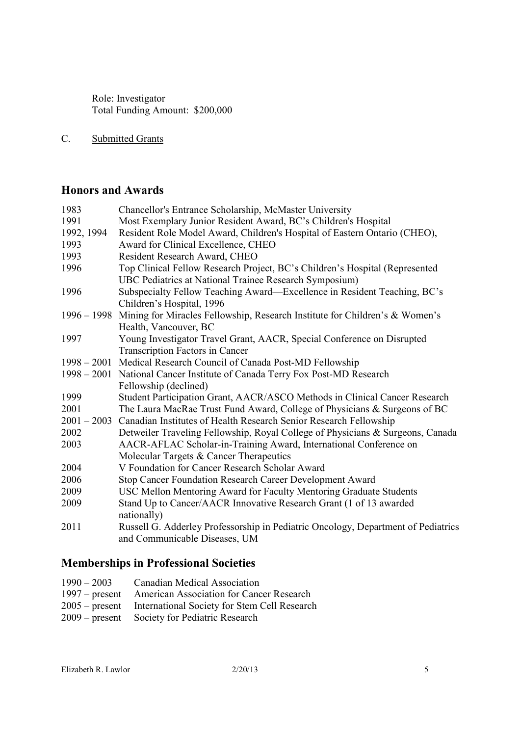Role: Investigator
Total Funding Amount: $200,000

C. Submitted Grants

## Honors and Awards

| | |
|---|---|
| 1983 | Chancellor's Entrance Scholarship, McMaster University |
| 1991 | Most Exemplary Junior Resident Award, BC's Children's Hospital |
| 1992, 1994 | Resident Role Model Award, Children's Hospital of Eastern Ontario (CHEO), |
| 1993 | Award for Clinical Excellence, CHEO |
| 1993 | Resident Research Award, CHEO |
| 1996 | Top Clinical Fellow Research Project, BC's Children's Hospital (Represented UBC Pediatrics at National Trainee Research Symposium) |
| 1996 | Subspecialty Fellow Teaching Award—Excellence in Resident Teaching, BC's Children's Hospital, 1996 |
| 1996 – 1998 | Mining for Miracles Fellowship, Research Institute for Children's & Women's Health, Vancouver, BC |
| 1997 | Young Investigator Travel Grant, AACR, Special Conference on Disrupted Transcription Factors in Cancer |
| 1998 – 2001 | Medical Research Council of Canada Post-MD Fellowship |
| 1998 – 2001 | National Cancer Institute of Canada Terry Fox Post-MD Research Fellowship (declined) |
| 1999 | Student Participation Grant, AACR/ASCO Methods in Clinical Cancer Research |
| 2001 | The Laura MacRae Trust Fund Award, College of Physicians & Surgeons of BC |
| 2001 – 2003 | Canadian Institutes of Health Research Senior Research Fellowship |
| 2002 | Detweiler Traveling Fellowship, Royal College of Physicians & Surgeons, Canada |
| 2003 | AACR-AFLAC Scholar-in-Training Award, International Conference on Molecular Targets & Cancer Therapeutics |
| 2004 | V Foundation for Cancer Research Scholar Award |
| 2006 | Stop Cancer Foundation Research Career Development Award |
| 2009 | USC Mellon Mentoring Award for Faculty Mentoring Graduate Students |
| 2009 | Stand Up to Cancer/AACR Innovative Research Grant (1 of 13 awarded nationally) |
| 2011 | Russell G. Adderley Professorship in Pediatric Oncology, Department of Pediatrics and Communicable Diseases, UM |

## Memberships in Professional Societies

| | |
|---|---|
| 1990 – 2003 | Canadian Medical Association |
| 1997 – present | American Association for Cancer Research |
| 2005 – present | International Society for Stem Cell Research |
| 2009 – present | Society for Pediatric Research |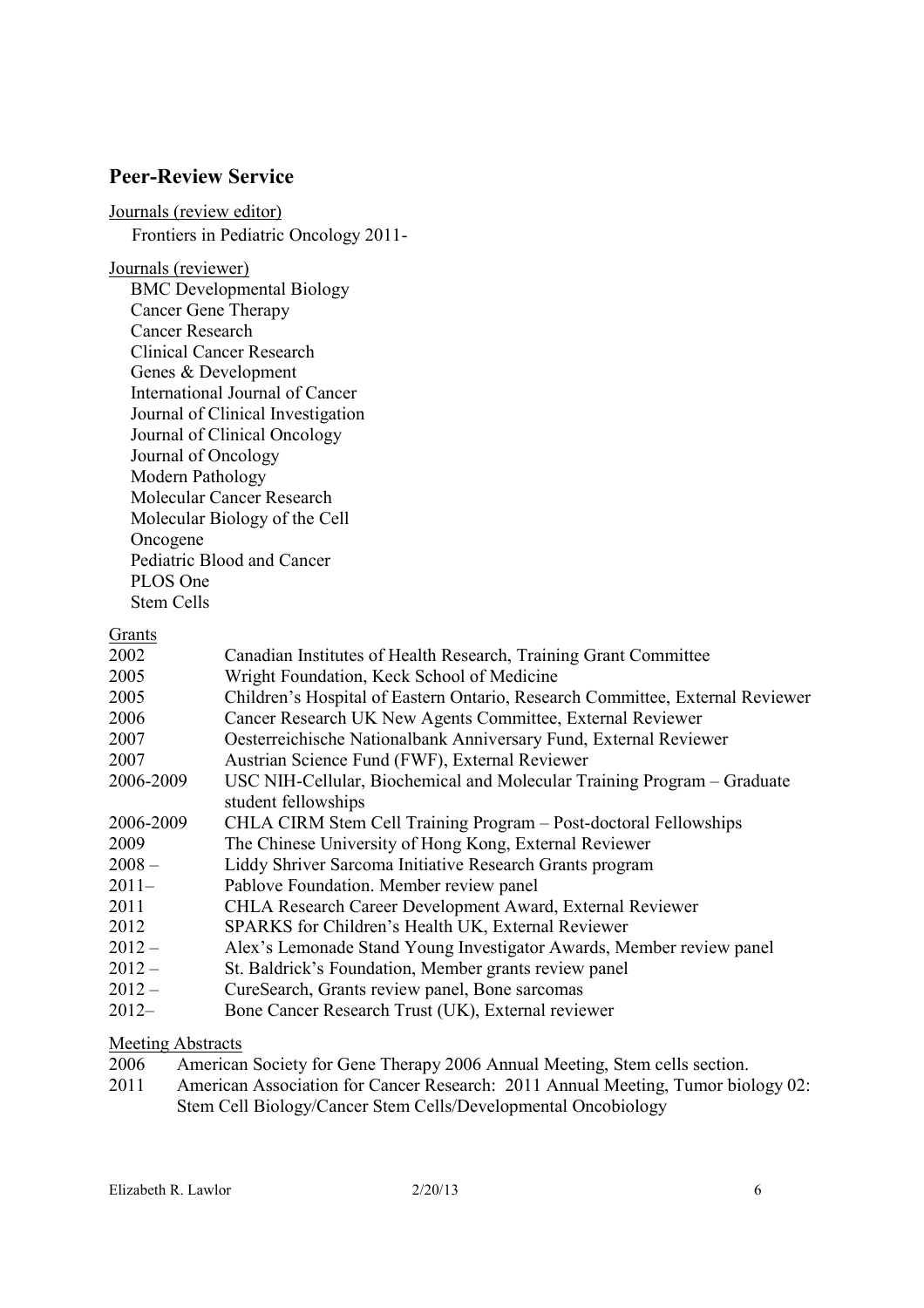## Peer-Review Service

Journals (review editor)

Frontiers in Pediatric Oncology 2011-

Journals (reviewer)

- BMC Developmental Biology
- Cancer Gene Therapy
- Cancer Research
- Clinical Cancer Research
- Genes & Development
- International Journal of Cancer
- Journal of Clinical Investigation
- Journal of Clinical Oncology
- Journal of Oncology
- Modern Pathology
- Molecular Cancer Research
- Molecular Biology of the Cell
- Oncogene
- Pediatric Blood and Cancer
- PLOS One
- Stem Cells

Grants

| | |
|---|---|
| 2002 | Canadian Institutes of Health Research, Training Grant Committee |
| 2005 | Wright Foundation, Keck School of Medicine |
| 2005 | Children's Hospital of Eastern Ontario, Research Committee, External Reviewer |
| 2006 | Cancer Research UK New Agents Committee, External Reviewer |
| 2007 | Oesterreichische Nationalbank Anniversary Fund, External Reviewer |
| 2007 | Austrian Science Fund (FWF), External Reviewer |
| 2006-2009 | USC NIH-Cellular, Biochemical and Molecular Training Program – Graduate student fellowships |
| 2006-2009 | CHLA CIRM Stem Cell Training Program – Post-doctoral Fellowships |
| 2009 | The Chinese University of Hong Kong, External Reviewer |
| 2008 – | Liddy Shriver Sarcoma Initiative Research Grants program |
| 2011– | Pablove Foundation. Member review panel |
| 2011 | CHLA Research Career Development Award, External Reviewer |
| 2012 | SPARKS for Children's Health UK, External Reviewer |
| 2012 – | Alex's Lemonade Stand Young Investigator Awards, Member review panel |
| 2012 – | St. Baldrick's Foundation, Member grants review panel |
| 2012 – | CureSearch, Grants review panel, Bone sarcomas |
| 2012– | Bone Cancer Research Trust (UK), External reviewer |

Meeting Abstracts

| | |
|---|---|
| 2006 | American Society for Gene Therapy 2006 Annual Meeting, Stem cells section. |
| 2011 | American Association for Cancer Research: 2011 Annual Meeting, Tumor biology 02: Stem Cell Biology/Cancer Stem Cells/Developmental Oncobiology |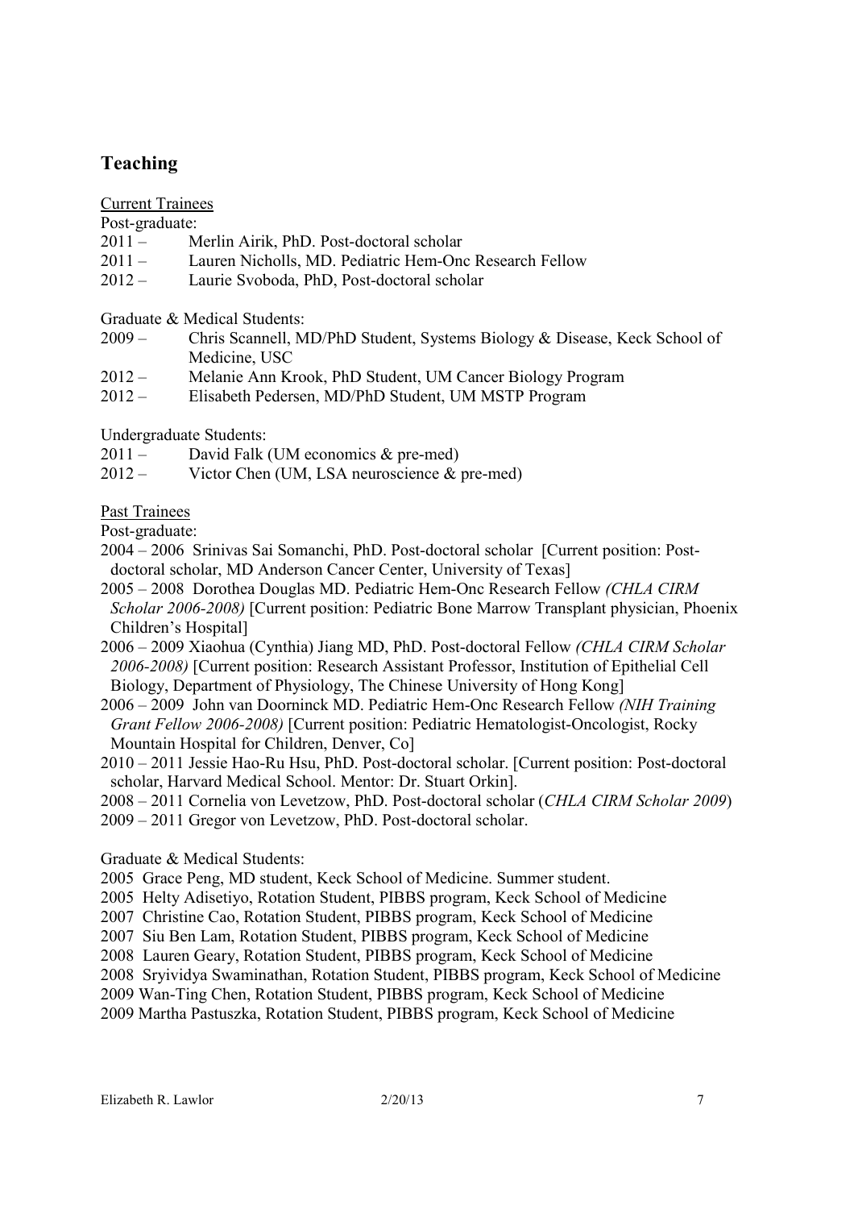## Teaching

Current Trainees

Post-graduate:

2011 – Merlin Airik, PhD. Post-doctoral scholar
2011 – Lauren Nicholls, MD. Pediatric Hem-Onc Research Fellow
2012 – Laurie Svoboda, PhD, Post-doctoral scholar

Graduate & Medical Students:

2009 – Chris Scannell, MD/PhD Student, Systems Biology & Disease, Keck School of Medicine, USC
2012 – Melanie Ann Krook, PhD Student, UM Cancer Biology Program
2012 – Elisabeth Pedersen, MD/PhD Student, UM MSTP Program

Undergraduate Students:

2011 – David Falk (UM economics & pre-med)
2012 – Victor Chen (UM, LSA neuroscience & pre-med)

Past Trainees

Post-graduate:

2004 – 2006 Srinivas Sai Somanchi, PhD. Post-doctoral scholar [Current position: Post-doctoral scholar, MD Anderson Cancer Center, University of Texas]
2005 – 2008 Dorothea Douglas MD. Pediatric Hem-Onc Research Fellow *(CHLA CIRM Scholar 2006-2008)* [Current position: Pediatric Bone Marrow Transplant physician, Phoenix Children's Hospital]
2006 – 2009 Xiaohua (Cynthia) Jiang MD, PhD. Post-doctoral Fellow *(CHLA CIRM Scholar 2006-2008)* [Current position: Research Assistant Professor, Institution of Epithelial Cell Biology, Department of Physiology, The Chinese University of Hong Kong]
2006 – 2009 John van Doorninck MD. Pediatric Hem-Onc Research Fellow *(NIH Training Grant Fellow 2006-2008)* [Current position: Pediatric Hematologist-Oncologist, Rocky Mountain Hospital for Children, Denver, Co]
2010 – 2011 Jessie Hao-Ru Hsu, PhD. Post-doctoral scholar. [Current position: Post-doctoral scholar, Harvard Medical School. Mentor: Dr. Stuart Orkin].
2008 – 2011 Cornelia von Levetzow, PhD. Post-doctoral scholar (*CHLA CIRM Scholar 2009*)
2009 – 2011 Gregor von Levetzow, PhD. Post-doctoral scholar.

Graduate & Medical Students:

2005 Grace Peng, MD student, Keck School of Medicine. Summer student.
2005 Helty Adisetiyo, Rotation Student, PIBBS program, Keck School of Medicine
2007 Christine Cao, Rotation Student, PIBBS program, Keck School of Medicine
2007 Siu Ben Lam, Rotation Student, PIBBS program, Keck School of Medicine
2008 Lauren Geary, Rotation Student, PIBBS program, Keck School of Medicine
2008 Sryividya Swaminathan, Rotation Student, PIBBS program, Keck School of Medicine
2009 Wan-Ting Chen, Rotation Student, PIBBS program, Keck School of Medicine
2009 Martha Pastuszka, Rotation Student, PIBBS program, Keck School of Medicine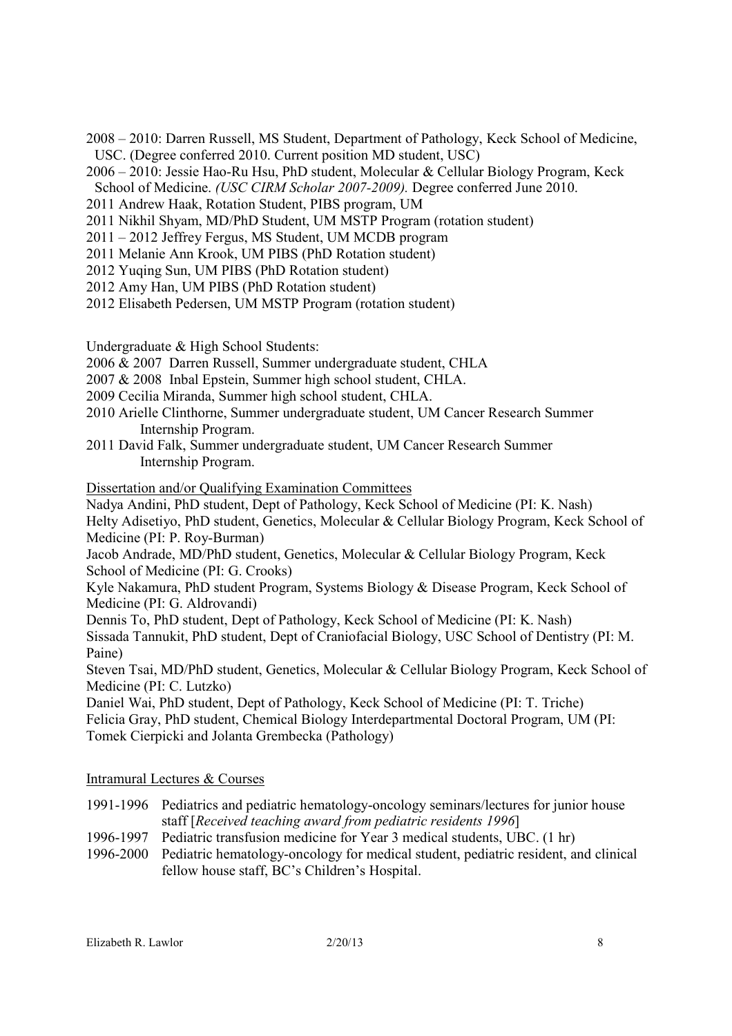2008 – 2010: Darren Russell, MS Student, Department of Pathology, Keck School of Medicine, USC. (Degree conferred 2010. Current position MD student, USC)

2006 – 2010: Jessie Hao-Ru Hsu, PhD student, Molecular & Cellular Biology Program, Keck School of Medicine. *(USC CIRM Scholar 2007-2009).* Degree conferred June 2010.

2011 Andrew Haak, Rotation Student, PIBS program, UM

2011 Nikhil Shyam, MD/PhD Student, UM MSTP Program (rotation student)

2011 – 2012 Jeffrey Fergus, MS Student, UM MCDB program

2011 Melanie Ann Krook, UM PIBS (PhD Rotation student)

2012 Yuqing Sun, UM PIBS (PhD Rotation student)

2012 Amy Han, UM PIBS (PhD Rotation student)

2012 Elisabeth Pedersen, UM MSTP Program (rotation student)

Undergraduate & High School Students:

2006 & 2007 Darren Russell, Summer undergraduate student, CHLA

2007 & 2008 Inbal Epstein, Summer high school student, CHLA.

2009 Cecilia Miranda, Summer high school student, CHLA.

2010 Arielle Clinthorne, Summer undergraduate student, UM Cancer Research Summer Internship Program.

2011 David Falk, Summer undergraduate student, UM Cancer Research Summer Internship Program.

## Dissertation and/or Qualifying Examination Committees

Nadya Andini, PhD student, Dept of Pathology, Keck School of Medicine (PI: K. Nash)

Helty Adisetiyo, PhD student, Genetics, Molecular & Cellular Biology Program, Keck School of Medicine (PI: P. Roy-Burman)

Jacob Andrade, MD/PhD student, Genetics, Molecular & Cellular Biology Program, Keck School of Medicine (PI: G. Crooks)

Kyle Nakamura, PhD student Program, Systems Biology & Disease Program, Keck School of Medicine (PI: G. Aldrovandi)

Dennis To, PhD student, Dept of Pathology, Keck School of Medicine (PI: K. Nash)

Sissada Tannukit, PhD student, Dept of Craniofacial Biology, USC School of Dentistry (PI: M. Paine)

Steven Tsai, MD/PhD student, Genetics, Molecular & Cellular Biology Program, Keck School of Medicine (PI: C. Lutzko)

Daniel Wai, PhD student, Dept of Pathology, Keck School of Medicine (PI: T. Triche)

Felicia Gray, PhD student, Chemical Biology Interdepartmental Doctoral Program, UM (PI: Tomek Cierpicki and Jolanta Grembecka (Pathology)

## Intramural Lectures & Courses

1991-1996 Pediatrics and pediatric hematology-oncology seminars/lectures for junior house staff [*Received teaching award from pediatric residents 1996*]

1996-1997 Pediatric transfusion medicine for Year 3 medical students, UBC. (1 hr)

1996-2000 Pediatric hematology-oncology for medical student, pediatric resident, and clinical fellow house staff, BC's Children's Hospital.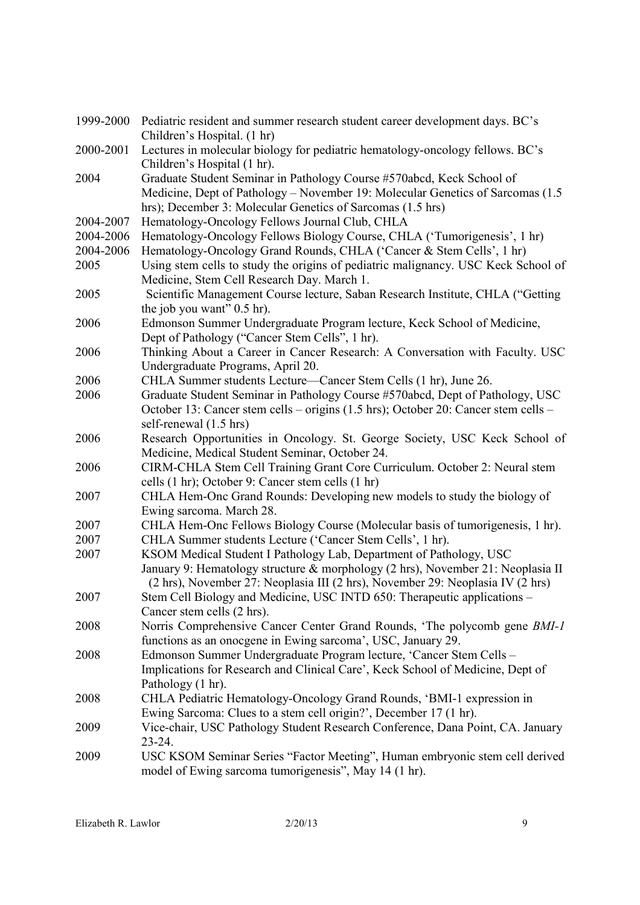| | |
|---|---|
| 1999-2000 | Pediatric resident and summer research student career development days. BC's Children's Hospital. (1 hr) |
| 2000-2001 | Lectures in molecular biology for pediatric hematology-oncology fellows. BC's Children's Hospital (1 hr). |
| 2004 | Graduate Student Seminar in Pathology Course #570abcd, Keck School of Medicine, Dept of Pathology – November 19: Molecular Genetics of Sarcomas (1.5 hrs); December 3: Molecular Genetics of Sarcomas (1.5 hrs) |
| 2004-2007 | Hematology-Oncology Fellows Journal Club, CHLA |
| 2004-2006 | Hematology-Oncology Fellows Biology Course, CHLA ('Tumorigenesis', 1 hr) |
| 2004-2006 | Hematology-Oncology Grand Rounds, CHLA ('Cancer & Stem Cells', 1 hr) |
| 2005 | Using stem cells to study the origins of pediatric malignancy. USC Keck School of Medicine, Stem Cell Research Day. March 1. |
| 2005 | Scientific Management Course lecture, Saban Research Institute, CHLA ("Getting the job you want" 0.5 hr). |
| 2006 | Edmonson Summer Undergraduate Program lecture, Keck School of Medicine, Dept of Pathology ("Cancer Stem Cells", 1 hr). |
| 2006 | Thinking About a Career in Cancer Research: A Conversation with Faculty. USC Undergraduate Programs, April 20. |
| 2006 | CHLA Summer students Lecture—Cancer Stem Cells (1 hr), June 26. |
| 2006 | Graduate Student Seminar in Pathology Course #570abcd, Dept of Pathology, USC October 13: Cancer stem cells – origins (1.5 hrs); October 20: Cancer stem cells – self-renewal (1.5 hrs) |
| 2006 | Research Opportunities in Oncology. St. George Society, USC Keck School of Medicine, Medical Student Seminar, October 24. |
| 2006 | CIRM-CHLA Stem Cell Training Grant Core Curriculum. October 2: Neural stem cells (1 hr); October 9: Cancer stem cells (1 hr) |
| 2007 | CHLA Hem-Onc Grand Rounds: Developing new models to study the biology of Ewing sarcoma. March 28. |
| 2007 | CHLA Hem-Onc Fellows Biology Course (Molecular basis of tumorigenesis, 1 hr). |
| 2007 | CHLA Summer students Lecture ('Cancer Stem Cells', 1 hr). |
| 2007 | KSOM Medical Student I Pathology Lab, Department of Pathology, USC January 9: Hematology structure & morphology (2 hrs), November 21: Neoplasia II (2 hrs), November 27: Neoplasia III (2 hrs), November 29: Neoplasia IV (2 hrs) |
| 2007 | Stem Cell Biology and Medicine, USC INTD 650: Therapeutic applications – Cancer stem cells (2 hrs). |
| 2008 | Norris Comprehensive Cancer Center Grand Rounds, 'The polycomb gene *BMI-1* functions as an onocgene in Ewing sarcoma', USC, January 29. |
| 2008 | Edmonson Summer Undergraduate Program lecture, 'Cancer Stem Cells – Implications for Research and Clinical Care', Keck School of Medicine, Dept of Pathology (1 hr). |
| 2008 | CHLA Pediatric Hematology-Oncology Grand Rounds, 'BMI-1 expression in Ewing Sarcoma: Clues to a stem cell origin?', December 17 (1 hr). |
| 2009 | Vice-chair, USC Pathology Student Research Conference, Dana Point, CA. January 23-24. |
| 2009 | USC KSOM Seminar Series "Factor Meeting", Human embryonic stem cell derived model of Ewing sarcoma tumorigenesis", May 14 (1 hr). |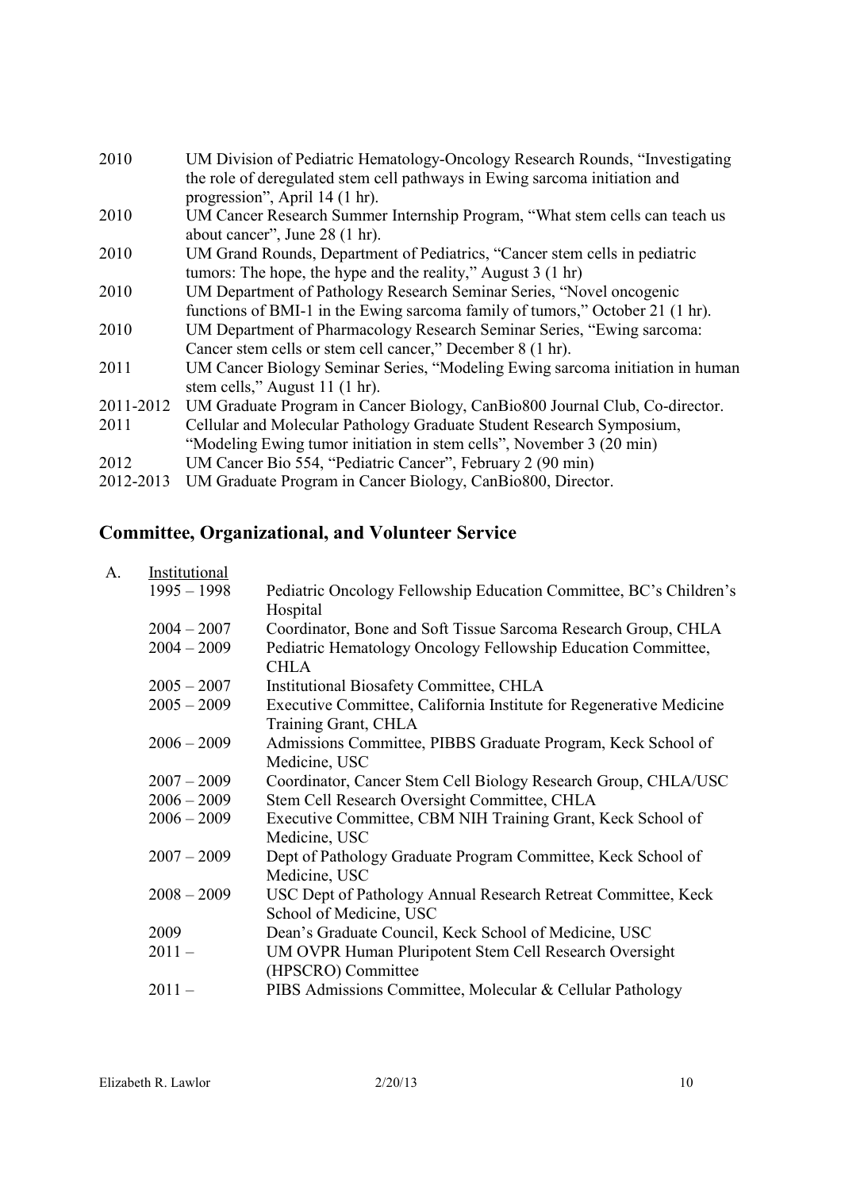| | |
|---|---|
| 2010 | UM Division of Pediatric Hematology-Oncology Research Rounds, "Investigating the role of deregulated stem cell pathways in Ewing sarcoma initiation and progression", April 14 (1 hr). |
| 2010 | UM Cancer Research Summer Internship Program, "What stem cells can teach us about cancer", June 28 (1 hr). |
| 2010 | UM Grand Rounds, Department of Pediatrics, "Cancer stem cells in pediatric tumors: The hope, the hype and the reality," August 3 (1 hr) |
| 2010 | UM Department of Pathology Research Seminar Series, "Novel oncogenic functions of BMI-1 in the Ewing sarcoma family of tumors," October 21 (1 hr). |
| 2010 | UM Department of Pharmacology Research Seminar Series, "Ewing sarcoma: Cancer stem cells or stem cell cancer," December 8 (1 hr). |
| 2011 | UM Cancer Biology Seminar Series, "Modeling Ewing sarcoma initiation in human stem cells," August 11 (1 hr). |
| 2011-2012 | UM Graduate Program in Cancer Biology, CanBio800 Journal Club, Co-director. |
| 2011 | Cellular and Molecular Pathology Graduate Student Research Symposium, "Modeling Ewing tumor initiation in stem cells", November 3 (20 min) |
| 2012 | UM Cancer Bio 554, "Pediatric Cancer", February 2 (90 min) |
| 2012-2013 | UM Graduate Program in Cancer Biology, CanBio800, Director. |

## Committee, Organizational, and Volunteer Service

A. Institutional

| | |
|---|---|
| 1995 – 1998 | Pediatric Oncology Fellowship Education Committee, BC's Children's Hospital |
| 2004 – 2007 | Coordinator, Bone and Soft Tissue Sarcoma Research Group, CHLA |
| 2004 – 2009 | Pediatric Hematology Oncology Fellowship Education Committee, CHLA |
| 2005 – 2007 | Institutional Biosafety Committee, CHLA |
| 2005 – 2009 | Executive Committee, California Institute for Regenerative Medicine Training Grant, CHLA |
| 2006 – 2009 | Admissions Committee, PIBBS Graduate Program, Keck School of Medicine, USC |
| 2007 – 2009 | Coordinator, Cancer Stem Cell Biology Research Group, CHLA/USC |
| 2006 – 2009 | Stem Cell Research Oversight Committee, CHLA |
| 2006 – 2009 | Executive Committee, CBM NIH Training Grant, Keck School of Medicine, USC |
| 2007 – 2009 | Dept of Pathology Graduate Program Committee, Keck School of Medicine, USC |
| 2008 – 2009 | USC Dept of Pathology Annual Research Retreat Committee, Keck School of Medicine, USC |
| 2009 | Dean's Graduate Council, Keck School of Medicine, USC |
| 2011 – | UM OVPR Human Pluripotent Stem Cell Research Oversight (HPSCRO) Committee |
| 2011 – | PIBS Admissions Committee, Molecular & Cellular Pathology |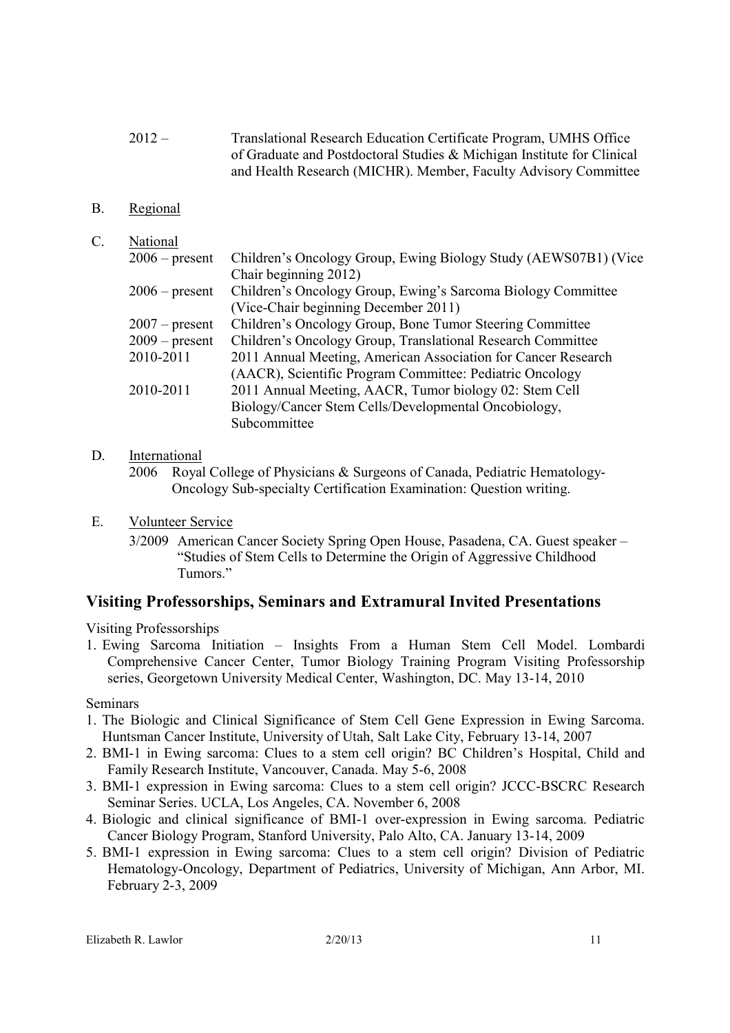2012 – Translational Research Education Certificate Program, UMHS Office of Graduate and Postdoctoral Studies & Michigan Institute for Clinical and Health Research (MICHR). Member, Faculty Advisory Committee

B. Regional

C. National

| | |
|---|---|
| 2006 – present | Children's Oncology Group, Ewing Biology Study (AEWS07B1) (Vice Chair beginning 2012) |
| 2006 – present | Children's Oncology Group, Ewing's Sarcoma Biology Committee (Vice-Chair beginning December 2011) |
| 2007 – present | Children's Oncology Group, Bone Tumor Steering Committee |
| 2009 – present | Children's Oncology Group, Translational Research Committee |
| 2010-2011 | 2011 Annual Meeting, American Association for Cancer Research (AACR), Scientific Program Committee: Pediatric Oncology |
| 2010-2011 | 2011 Annual Meeting, AACR, Tumor biology 02: Stem Cell Biology/Cancer Stem Cells/Developmental Oncobiology, Subcommittee |

D. International

2006 Royal College of Physicians & Surgeons of Canada, Pediatric Hematology-Oncology Sub-specialty Certification Examination: Question writing.

E. Volunteer Service

3/2009 American Cancer Society Spring Open House, Pasadena, CA. Guest speaker – "Studies of Stem Cells to Determine the Origin of Aggressive Childhood Tumors."

## Visiting Professorships, Seminars and Extramural Invited Presentations

Visiting Professorships

1. Ewing Sarcoma Initiation – Insights From a Human Stem Cell Model. Lombardi Comprehensive Cancer Center, Tumor Biology Training Program Visiting Professorship series, Georgetown University Medical Center, Washington, DC. May 13-14, 2010

Seminars

1. The Biologic and Clinical Significance of Stem Cell Gene Expression in Ewing Sarcoma. Huntsman Cancer Institute, University of Utah, Salt Lake City, February 13-14, 2007
2. BMI-1 in Ewing sarcoma: Clues to a stem cell origin? BC Children's Hospital, Child and Family Research Institute, Vancouver, Canada. May 5-6, 2008
3. BMI-1 expression in Ewing sarcoma: Clues to a stem cell origin? JCCC-BSCRC Research Seminar Series. UCLA, Los Angeles, CA. November 6, 2008
4. Biologic and clinical significance of BMI-1 over-expression in Ewing sarcoma. Pediatric Cancer Biology Program, Stanford University, Palo Alto, CA. January 13-14, 2009
5. BMI-1 expression in Ewing sarcoma: Clues to a stem cell origin? Division of Pediatric Hematology-Oncology, Department of Pediatrics, University of Michigan, Ann Arbor, MI. February 2-3, 2009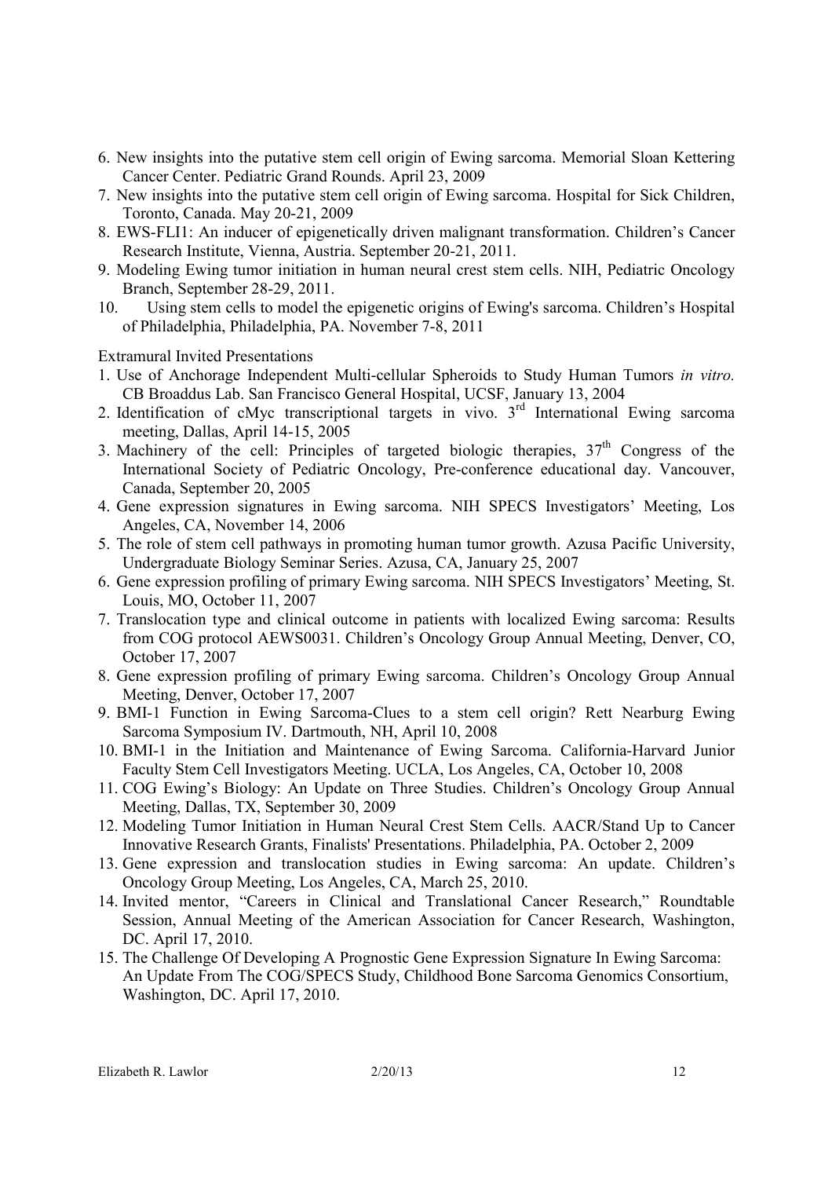6. New insights into the putative stem cell origin of Ewing sarcoma. Memorial Sloan Kettering Cancer Center. Pediatric Grand Rounds. April 23, 2009
7. New insights into the putative stem cell origin of Ewing sarcoma. Hospital for Sick Children, Toronto, Canada. May 20-21, 2009
8. EWS-FLI1: An inducer of epigenetically driven malignant transformation. Children's Cancer Research Institute, Vienna, Austria. September 20-21, 2011.
9. Modeling Ewing tumor initiation in human neural crest stem cells. NIH, Pediatric Oncology Branch, September 28-29, 2011.
10. Using stem cells to model the epigenetic origins of Ewing's sarcoma. Children's Hospital of Philadelphia, Philadelphia, PA. November 7-8, 2011

Extramural Invited Presentations

1. Use of Anchorage Independent Multi-cellular Spheroids to Study Human Tumors *in vitro.* CB Broaddus Lab. San Francisco General Hospital, UCSF, January 13, 2004
2. Identification of cMyc transcriptional targets in vivo. 3rd International Ewing sarcoma meeting, Dallas, April 14-15, 2005
3. Machinery of the cell: Principles of targeted biologic therapies, 37th Congress of the International Society of Pediatric Oncology, Pre-conference educational day. Vancouver, Canada, September 20, 2005
4. Gene expression signatures in Ewing sarcoma. NIH SPECS Investigators' Meeting, Los Angeles, CA, November 14, 2006
5. The role of stem cell pathways in promoting human tumor growth. Azusa Pacific University, Undergraduate Biology Seminar Series. Azusa, CA, January 25, 2007
6. Gene expression profiling of primary Ewing sarcoma. NIH SPECS Investigators' Meeting, St. Louis, MO, October 11, 2007
7. Translocation type and clinical outcome in patients with localized Ewing sarcoma: Results from COG protocol AEWS0031. Children's Oncology Group Annual Meeting, Denver, CO, October 17, 2007
8. Gene expression profiling of primary Ewing sarcoma. Children's Oncology Group Annual Meeting, Denver, October 17, 2007
9. BMI-1 Function in Ewing Sarcoma-Clues to a stem cell origin? Rett Nearburg Ewing Sarcoma Symposium IV. Dartmouth, NH, April 10, 2008
10. BMI-1 in the Initiation and Maintenance of Ewing Sarcoma. California-Harvard Junior Faculty Stem Cell Investigators Meeting. UCLA, Los Angeles, CA, October 10, 2008
11. COG Ewing's Biology: An Update on Three Studies. Children's Oncology Group Annual Meeting, Dallas, TX, September 30, 2009
12. Modeling Tumor Initiation in Human Neural Crest Stem Cells. AACR/Stand Up to Cancer Innovative Research Grants, Finalists' Presentations. Philadelphia, PA. October 2, 2009
13. Gene expression and translocation studies in Ewing sarcoma: An update. Children's Oncology Group Meeting, Los Angeles, CA, March 25, 2010.
14. Invited mentor, "Careers in Clinical and Translational Cancer Research," Roundtable Session, Annual Meeting of the American Association for Cancer Research, Washington, DC. April 17, 2010.
15. The Challenge Of Developing A Prognostic Gene Expression Signature In Ewing Sarcoma: An Update From The COG/SPECS Study, Childhood Bone Sarcoma Genomics Consortium, Washington, DC. April 17, 2010.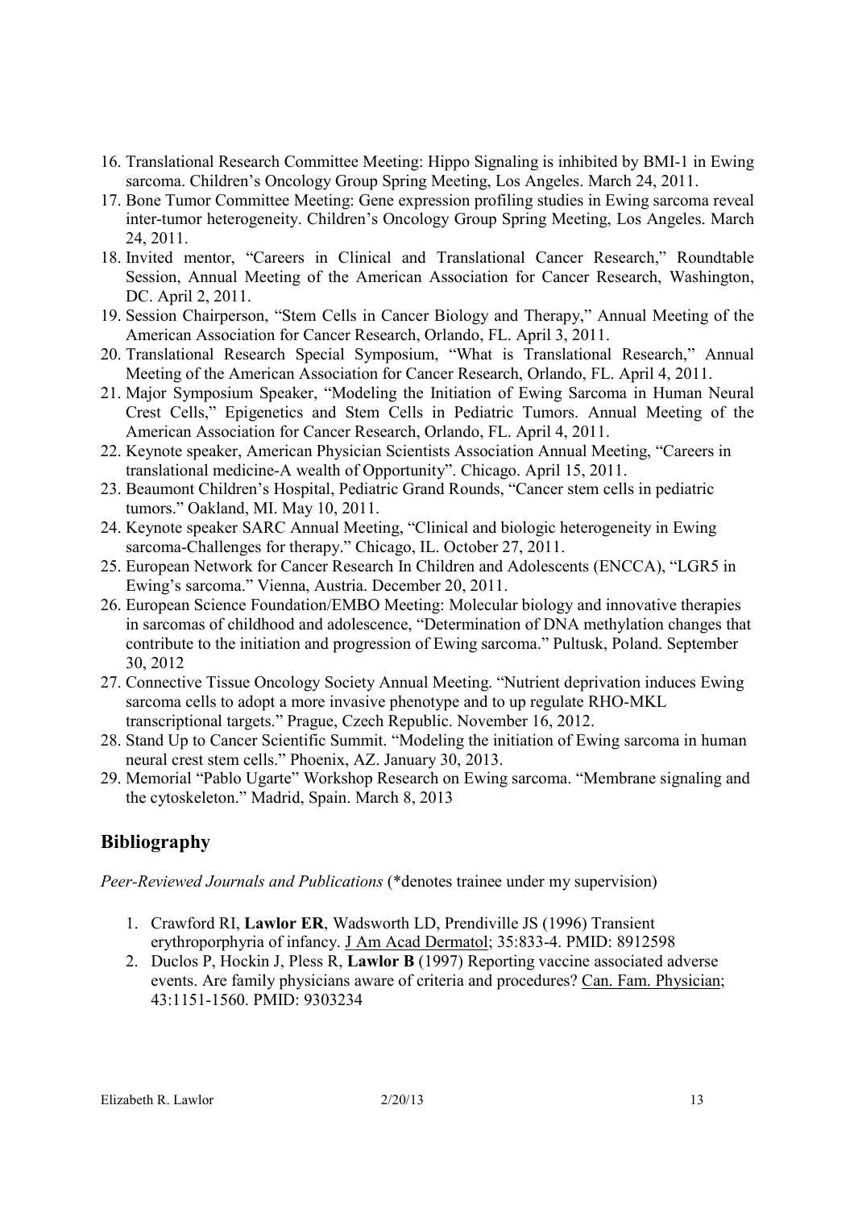16. Translational Research Committee Meeting: Hippo Signaling is inhibited by BMI-1 in Ewing sarcoma. Children's Oncology Group Spring Meeting, Los Angeles. March 24, 2011.
17. Bone Tumor Committee Meeting: Gene expression profiling studies in Ewing sarcoma reveal inter-tumor heterogeneity. Children's Oncology Group Spring Meeting, Los Angeles. March 24, 2011.
18. Invited mentor, "Careers in Clinical and Translational Cancer Research," Roundtable Session, Annual Meeting of the American Association for Cancer Research, Washington, DC. April 2, 2011.
19. Session Chairperson, "Stem Cells in Cancer Biology and Therapy," Annual Meeting of the American Association for Cancer Research, Orlando, FL. April 3, 2011.
20. Translational Research Special Symposium, "What is Translational Research," Annual Meeting of the American Association for Cancer Research, Orlando, FL. April 4, 2011.
21. Major Symposium Speaker, "Modeling the Initiation of Ewing Sarcoma in Human Neural Crest Cells," Epigenetics and Stem Cells in Pediatric Tumors. Annual Meeting of the American Association for Cancer Research, Orlando, FL. April 4, 2011.
22. Keynote speaker, American Physician Scientists Association Annual Meeting, "Careers in translational medicine-A wealth of Opportunity". Chicago. April 15, 2011.
23. Beaumont Children's Hospital, Pediatric Grand Rounds, "Cancer stem cells in pediatric tumors." Oakland, MI. May 10, 2011.
24. Keynote speaker SARC Annual Meeting, "Clinical and biologic heterogeneity in Ewing sarcoma-Challenges for therapy." Chicago, IL. October 27, 2011.
25. European Network for Cancer Research In Children and Adolescents (ENCCA), "LGR5 in Ewing's sarcoma." Vienna, Austria. December 20, 2011.
26. European Science Foundation/EMBO Meeting: Molecular biology and innovative therapies in sarcomas of childhood and adolescence, "Determination of DNA methylation changes that contribute to the initiation and progression of Ewing sarcoma." Pultusk, Poland. September 30, 2012
27. Connective Tissue Oncology Society Annual Meeting. "Nutrient deprivation induces Ewing sarcoma cells to adopt a more invasive phenotype and to up regulate RHO-MKL transcriptional targets." Prague, Czech Republic. November 16, 2012.
28. Stand Up to Cancer Scientific Summit. "Modeling the initiation of Ewing sarcoma in human neural crest stem cells." Phoenix, AZ. January 30, 2013.
29. Memorial "Pablo Ugarte" Workshop Research on Ewing sarcoma. "Membrane signaling and the cytoskeleton." Madrid, Spain. March 8, 2013

## Bibliography

*Peer-Reviewed Journals and Publications* (*denotes trainee under my supervision)

1. Crawford RI, **Lawlor ER**, Wadsworth LD, Prendiville JS (1996) Transient erythroporphyria of infancy. J Am Acad Dermatol; 35:833-4. PMID: 8912598
2. Duclos P, Hockin J, Pless R, **Lawlor B** (1997) Reporting vaccine associated adverse events. Are family physicians aware of criteria and procedures? Can. Fam. Physician; 43:1151-1560. PMID: 9303234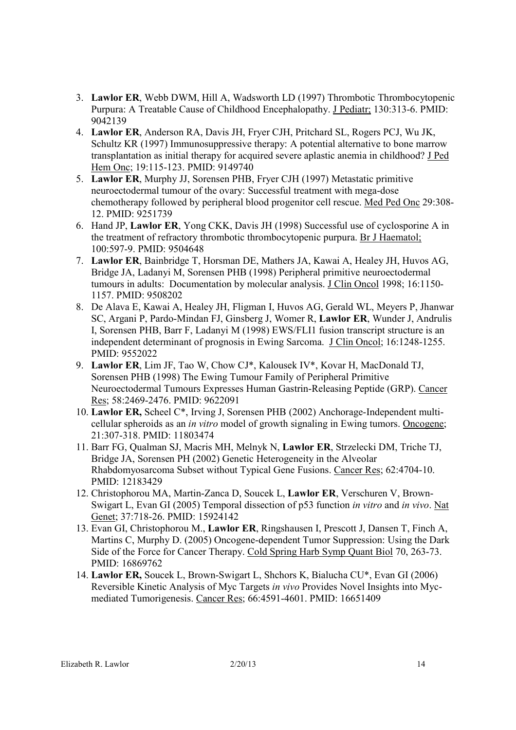3. **Lawlor ER**, Webb DWM, Hill A, Wadsworth LD (1997) Thrombotic Thrombocytopenic Purpura: A Treatable Cause of Childhood Encephalopathy. J Pediatr; 130:313-6. PMID: 9042139
4. **Lawlor ER**, Anderson RA, Davis JH, Fryer CJH, Pritchard SL, Rogers PCJ, Wu JK, Schultz KR (1997) Immunosuppressive therapy: A potential alternative to bone marrow transplantation as initial therapy for acquired severe aplastic anemia in childhood? J Ped Hem Onc; 19:115-123. PMID: 9149740
5. **Lawlor ER**, Murphy JJ, Sorensen PHB, Fryer CJH (1997) Metastatic primitive neuroectodermal tumour of the ovary: Successful treatment with mega-dose chemotherapy followed by peripheral blood progenitor cell rescue. Med Ped Onc 29:308-12. PMID: 9251739
6. Hand JP, **Lawlor ER**, Yong CKK, Davis JH (1998) Successful use of cyclosporine A in the treatment of refractory thrombotic thrombocytopenic purpura. Br J Haematol; 100:597-9. PMID: 9504648
7. **Lawlor ER**, Bainbridge T, Horsman DE, Mathers JA, Kawai A, Healey JH, Huvos AG, Bridge JA, Ladanyi M, Sorensen PHB (1998) Peripheral primitive neuroectodermal tumours in adults: Documentation by molecular analysis. J Clin Oncol 1998; 16:1150-1157. PMID: 9508202
8. De Alava E, Kawai A, Healey JH, Fligman I, Huvos AG, Gerald WL, Meyers P, Jhanwar SC, Argani P, Pardo-Mindan FJ, Ginsberg J, Womer R, **Lawlor ER**, Wunder J, Andrulis I, Sorensen PHB, Barr F, Ladanyi M (1998) EWS/FLI1 fusion transcript structure is an independent determinant of prognosis in Ewing Sarcoma. J Clin Oncol; 16:1248-1255. PMID: 9552022
9. **Lawlor ER**, Lim JF, Tao W, Chow CJ*, Kalousek IV*, Kovar H, MacDonald TJ, Sorensen PHB (1998) The Ewing Tumour Family of Peripheral Primitive Neuroectodermal Tumours Expresses Human Gastrin-Releasing Peptide (GRP). Cancer Res; 58:2469-2476. PMID: 9622091
10. **Lawlor ER,** Scheel C*, Irving J, Sorensen PHB (2002) Anchorage-Independent multi-cellular spheroids as an *in vitro* model of growth signaling in Ewing tumors. Oncogene; 21:307-318. PMID: 11803474
11. Barr FG, Qualman SJ, Macris MH, Melnyk N, **Lawlor ER**, Strzelecki DM, Triche TJ, Bridge JA, Sorensen PH (2002) Genetic Heterogeneity in the Alveolar Rhabdomyosarcoma Subset without Typical Gene Fusions. Cancer Res; 62:4704-10. PMID: 12183429
12. Christophorou MA, Martin-Zanca D, Soucek L, **Lawlor ER**, Verschuren V, Brown-Swigart L, Evan GI (2005) Temporal dissection of p53 function *in vitro* and *in vivo*. Nat Genet; 37:718-26. PMID: 15924142
13. Evan GI, Christophorou M., **Lawlor ER**, Ringshausen I, Prescott J, Dansen T, Finch A, Martins C, Murphy D. (2005) Oncogene-dependent Tumor Suppression: Using the Dark Side of the Force for Cancer Therapy. Cold Spring Harb Symp Quant Biol 70, 263-73. PMID: 16869762
14. **Lawlor ER,** Soucek L, Brown-Swigart L, Shchors K, Bialucha CU*, Evan GI (2006) Reversible Kinetic Analysis of Myc Targets *in vivo* Provides Novel Insights into Myc-mediated Tumorigenesis. Cancer Res; 66:4591-4601. PMID: 16651409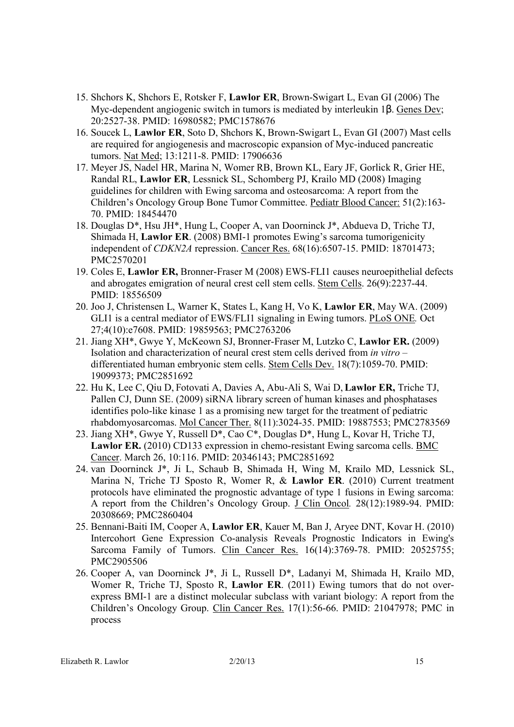15. Shchors K, Shchors E, Rotsker F, **Lawlor ER**, Brown-Swigart L, Evan GI (2006) The Myc-dependent angiogenic switch in tumors is mediated by interleukin 1β. Genes Dev; 20:2527-38. PMID: 16980582; PMC1578676
16. Soucek L, **Lawlor ER**, Soto D, Shchors K, Brown-Swigart L, Evan GI (2007) Mast cells are required for angiogenesis and macroscopic expansion of Myc-induced pancreatic tumors. Nat Med; 13:1211-8. PMID: 17906636
17. Meyer JS, Nadel HR, Marina N, Womer RB, Brown KL, Eary JF, Gorlick R, Grier HE, Randal RL, **Lawlor ER**, Lessnick SL, Schomberg PJ, Krailo MD (2008) Imaging guidelines for children with Ewing sarcoma and osteosarcoma: A report from the Children's Oncology Group Bone Tumor Committee. Pediatr Blood Cancer: 51(2):163-70. PMID: 18454470
18. Douglas D*, Hsu JH*, Hung L, Cooper A, van Doorninck J*, Abdueva D, Triche TJ, Shimada H, **Lawlor ER**. (2008) BMI-1 promotes Ewing's sarcoma tumorigenicity independent of *CDKN2A* repression. Cancer Res. 68(16):6507-15. PMID: 18701473; PMC2570201
19. Coles E, **Lawlor ER,** Bronner-Fraser M (2008) EWS-FLI1 causes neuroepithelial defects and abrogates emigration of neural crest cell stem cells. Stem Cells. 26(9):2237-44. PMID: 18556509
20. Joo J, Christensen L, Warner K, States L, Kang H, Vo K, **Lawlor ER**, May WA. (2009) GLI1 is a central mediator of EWS/FLI1 signaling in Ewing tumors. PLoS ONE. Oct 27;4(10):e7608. PMID: 19859563; PMC2763206
21. Jiang XH*, Gwye Y, McKeown SJ, Bronner-Fraser M, Lutzko C, **Lawlor ER.** (2009) Isolation and characterization of neural crest stem cells derived from *in vitro* – differentiated human embryonic stem cells. Stem Cells Dev. 18(7):1059-70. PMID: 19099373; PMC2851692
22. Hu K, Lee C, Qiu D, Fotovati A, Davies A, Abu-Ali S, Wai D, **Lawlor ER,** Triche TJ, Pallen CJ, Dunn SE. (2009) siRNA library screen of human kinases and phosphatases identifies polo-like kinase 1 as a promising new target for the treatment of pediatric rhabdomyosarcomas. Mol Cancer Ther. 8(11):3024-35. PMID: 19887553; PMC2783569
23. Jiang XH*, Gwye Y, Russell D*, Cao C*, Douglas D*, Hung L, Kovar H, Triche TJ, **Lawlor ER.** (2010) CD133 expression in chemo-resistant Ewing sarcoma cells. BMC Cancer. March 26, 10:116. PMID: 20346143; PMC2851692
24. van Doorninck J*, Ji L, Schaub B, Shimada H, Wing M, Krailo MD, Lessnick SL, Marina N, Triche TJ Sposto R, Womer R, & **Lawlor ER**. (2010) Current treatment protocols have eliminated the prognostic advantage of type 1 fusions in Ewing sarcoma: A report from the Children's Oncology Group. J Clin Oncol. 28(12):1989-94. PMID: 20308669; PMC2860404
25. Bennani-Baiti IM, Cooper A, **Lawlor ER**, Kauer M, Ban J, Aryee DNT, Kovar H. (2010) Intercohort Gene Expression Co-analysis Reveals Prognostic Indicators in Ewing's Sarcoma Family of Tumors. Clin Cancer Res. 16(14):3769-78. PMID: 20525755; PMC2905506
26. Cooper A, van Doorninck J*, Ji L, Russell D*, Ladanyi M, Shimada H, Krailo MD, Womer R, Triche TJ, Sposto R, **Lawlor ER**. (2011) Ewing tumors that do not over-express BMI-1 are a distinct molecular subclass with variant biology: A report from the Children's Oncology Group. Clin Cancer Res. 17(1):56-66. PMID: 21047978; PMC in process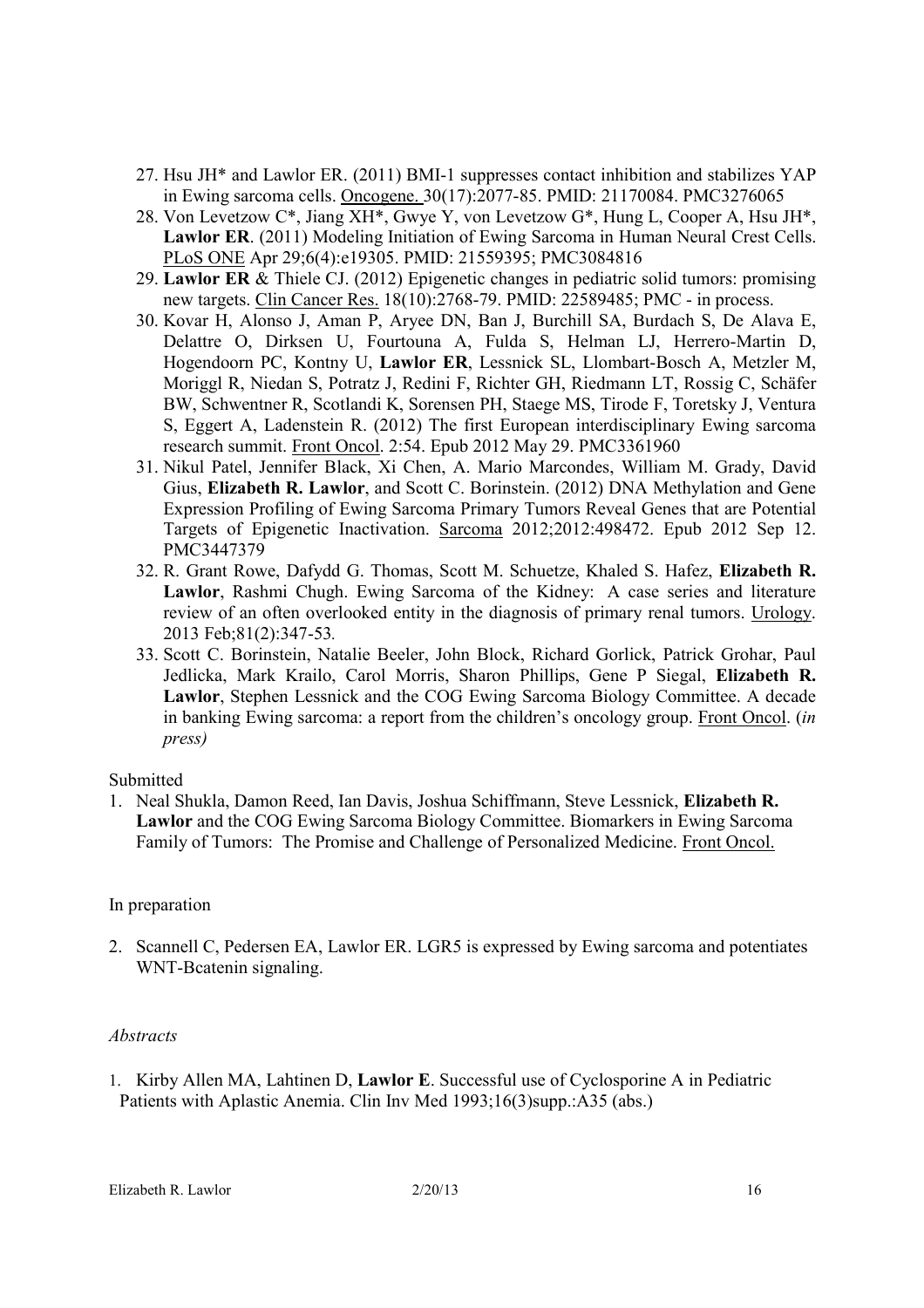27. Hsu JH* and Lawlor ER. (2011) BMI-1 suppresses contact inhibition and stabilizes YAP in Ewing sarcoma cells. Oncogene. 30(17):2077-85. PMID: 21170084. PMC3276065
28. Von Levetzow C*, Jiang XH*, Gwye Y, von Levetzow G*, Hung L, Cooper A, Hsu JH*, **Lawlor ER**. (2011) Modeling Initiation of Ewing Sarcoma in Human Neural Crest Cells. PLoS ONE Apr 29;6(4):e19305. PMID: 21559395; PMC3084816
29. **Lawlor ER** & Thiele CJ. (2012) Epigenetic changes in pediatric solid tumors: promising new targets. Clin Cancer Res. 18(10):2768-79. PMID: 22589485; PMC - in process.
30. Kovar H, Alonso J, Aman P, Aryee DN, Ban J, Burchill SA, Burdach S, De Alava E, Delattre O, Dirksen U, Fourtouna A, Fulda S, Helman LJ, Herrero-Martin D, Hogendoorn PC, Kontny U, **Lawlor ER**, Lessnick SL, Llombart-Bosch A, Metzler M, Moriggl R, Niedan S, Potratz J, Redini F, Richter GH, Riedmann LT, Rossig C, Schäfer BW, Schwentner R, Scotlandi K, Sorensen PH, Staege MS, Tirode F, Toretsky J, Ventura S, Eggert A, Ladenstein R. (2012) The first European interdisciplinary Ewing sarcoma research summit. Front Oncol. 2:54. Epub 2012 May 29. PMC3361960
31. Nikul Patel, Jennifer Black, Xi Chen, A. Mario Marcondes, William M. Grady, David Gius, **Elizabeth R. Lawlor**, and Scott C. Borinstein. (2012) DNA Methylation and Gene Expression Profiling of Ewing Sarcoma Primary Tumors Reveal Genes that are Potential Targets of Epigenetic Inactivation. Sarcoma 2012;2012:498472. Epub 2012 Sep 12. PMC3447379
32. R. Grant Rowe, Dafydd G. Thomas, Scott M. Schuetze, Khaled S. Hafez, **Elizabeth R. Lawlor**, Rashmi Chugh. Ewing Sarcoma of the Kidney: A case series and literature review of an often overlooked entity in the diagnosis of primary renal tumors. Urology. 2013 Feb;81(2):347-53.
33. Scott C. Borinstein, Natalie Beeler, John Block, Richard Gorlick, Patrick Grohar, Paul Jedlicka, Mark Krailo, Carol Morris, Sharon Phillips, Gene P Siegal, **Elizabeth R. Lawlor**, Stephen Lessnick and the COG Ewing Sarcoma Biology Committee. A decade in banking Ewing sarcoma: a report from the children's oncology group. Front Oncol. (*in press)*

Submitted

1. Neal Shukla, Damon Reed, Ian Davis, Joshua Schiffmann, Steve Lessnick, **Elizabeth R. Lawlor** and the COG Ewing Sarcoma Biology Committee. Biomarkers in Ewing Sarcoma Family of Tumors: The Promise and Challenge of Personalized Medicine. Front Oncol.

In preparation

2. Scannell C, Pedersen EA, Lawlor ER. LGR5 is expressed by Ewing sarcoma and potentiates WNT-Bcatenin signaling.

*Abstracts*

1. Kirby Allen MA, Lahtinen D, **Lawlor E**. Successful use of Cyclosporine A in Pediatric Patients with Aplastic Anemia. Clin Inv Med 1993;16(3)supp.:A35 (abs.)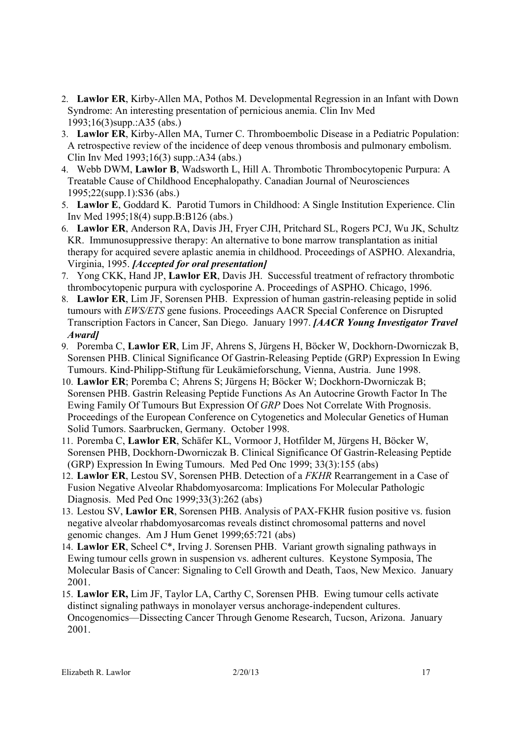2. **Lawlor ER**, Kirby-Allen MA, Pothos M. Developmental Regression in an Infant with Down Syndrome: An interesting presentation of pernicious anemia. Clin Inv Med 1993;16(3)supp.:A35 (abs.)
3. **Lawlor ER**, Kirby-Allen MA, Turner C. Thromboembolic Disease in a Pediatric Population: A retrospective review of the incidence of deep venous thrombosis and pulmonary embolism. Clin Inv Med 1993;16(3) supp.:A34 (abs.)
4. Webb DWM, **Lawlor B**, Wadsworth L, Hill A. Thrombotic Thrombocytopenic Purpura: A Treatable Cause of Childhood Encephalopathy. Canadian Journal of Neurosciences 1995;22(supp.1):S36 (abs.)
5. **Lawlor E**, Goddard K. Parotid Tumors in Childhood: A Single Institution Experience. Clin Inv Med 1995;18(4) supp.B:B126 (abs.)
6. **Lawlor ER**, Anderson RA, Davis JH, Fryer CJH, Pritchard SL, Rogers PCJ, Wu JK, Schultz KR. Immunosuppressive therapy: An alternative to bone marrow transplantation as initial therapy for acquired severe aplastic anemia in childhood. Proceedings of ASPHO. Alexandria, Virginia, 1995. ***[Accepted for oral presentation]***
7. Yong CKK, Hand JP, **Lawlor ER**, Davis JH. Successful treatment of refractory thrombotic thrombocytopenic purpura with cyclosporine A. Proceedings of ASPHO. Chicago, 1996.
8. **Lawlor ER**, Lim JF, Sorensen PHB. Expression of human gastrin-releasing peptide in solid tumours with *EWS/ETS* gene fusions. Proceedings AACR Special Conference on Disrupted Transcription Factors in Cancer, San Diego. January 1997. ***[AACR Young Investigator Travel Award]***
9. Poremba C, **Lawlor ER**, Lim JF, Ahrens S, Jürgens H, Böcker W, Dockhorn-Dworniczak B, Sorensen PHB. Clinical Significance Of Gastrin-Releasing Peptide (GRP) Expression In Ewing Tumours. Kind-Philipp-Stiftung für Leukämieforschung, Vienna, Austria. June 1998.
10. **Lawlor ER**; Poremba C; Ahrens S; Jürgens H; Böcker W; Dockhorn-Dworniczak B; Sorensen PHB. Gastrin Releasing Peptide Functions As An Autocrine Growth Factor In The Ewing Family Of Tumours But Expression Of *GRP* Does Not Correlate With Prognosis. Proceedings of the European Conference on Cytogenetics and Molecular Genetics of Human Solid Tumors. Saarbrucken, Germany. October 1998.
11. Poremba C, **Lawlor ER**, Schäfer KL, Vormoor J, Hotfilder M, Jürgens H, Böcker W, Sorensen PHB, Dockhorn-Dworniczak B. Clinical Significance Of Gastrin-Releasing Peptide (GRP) Expression In Ewing Tumours. Med Ped Onc 1999; 33(3):155 (abs)
12. **Lawlor ER**, Lestou SV, Sorensen PHB. Detection of a *FKHR* Rearrangement in a Case of Fusion Negative Alveolar Rhabdomyosarcoma: Implications For Molecular Pathologic Diagnosis. Med Ped Onc 1999;33(3):262 (abs)
13. Lestou SV, **Lawlor ER**, Sorensen PHB. Analysis of PAX-FKHR fusion positive vs. fusion negative alveolar rhabdomyosarcomas reveals distinct chromosomal patterns and novel genomic changes. Am J Hum Genet 1999;65:721 (abs)
14. **Lawlor ER**, Scheel C*, Irving J. Sorensen PHB. Variant growth signaling pathways in Ewing tumour cells grown in suspension vs. adherent cultures. Keystone Symposia, The Molecular Basis of Cancer: Signaling to Cell Growth and Death, Taos, New Mexico. January 2001.
15. **Lawlor ER,** Lim JF, Taylor LA, Carthy C, Sorensen PHB. Ewing tumour cells activate distinct signaling pathways in monolayer versus anchorage-independent cultures. Oncogenomics—Dissecting Cancer Through Genome Research, Tucson, Arizona. January 2001.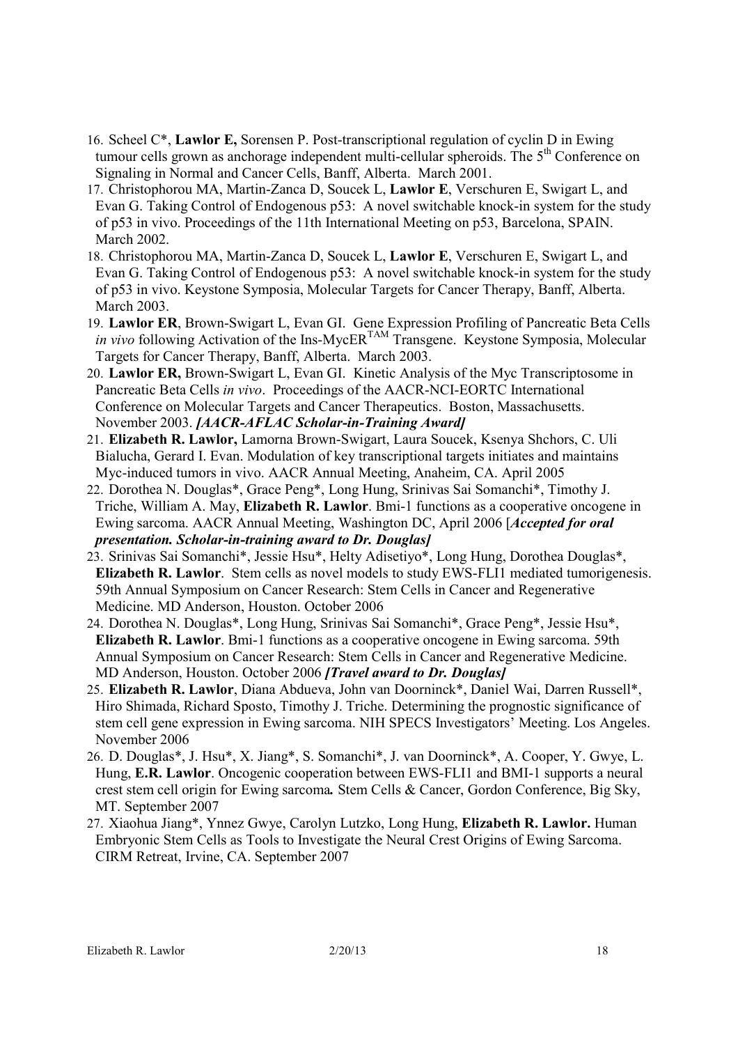16. Scheel C*, **Lawlor E,** Sorensen P. Post-transcriptional regulation of cyclin D in Ewing tumour cells grown as anchorage independent multi-cellular spheroids. The 5th Conference on Signaling in Normal and Cancer Cells, Banff, Alberta. March 2001.
17. Christophorou MA, Martin-Zanca D, Soucek L, **Lawlor E**, Verschuren E, Swigart L, and Evan G. Taking Control of Endogenous p53: A novel switchable knock-in system for the study of p53 in vivo. Proceedings of the 11th International Meeting on p53, Barcelona, SPAIN. March 2002.
18. Christophorou MA, Martin-Zanca D, Soucek L, **Lawlor E**, Verschuren E, Swigart L, and Evan G. Taking Control of Endogenous p53: A novel switchable knock-in system for the study of p53 in vivo. Keystone Symposia, Molecular Targets for Cancer Therapy, Banff, Alberta. March 2003.
19. **Lawlor ER**, Brown-Swigart L, Evan GI. Gene Expression Profiling of Pancreatic Beta Cells *in vivo* following Activation of the Ins-MycER$^{TAM}$ Transgene. Keystone Symposia, Molecular Targets for Cancer Therapy, Banff, Alberta. March 2003.
20. **Lawlor ER,** Brown-Swigart L, Evan GI. Kinetic Analysis of the Myc Transcriptosome in Pancreatic Beta Cells *in vivo*. Proceedings of the AACR-NCI-EORTC International Conference on Molecular Targets and Cancer Therapeutics. Boston, Massachusetts. November 2003. ***[AACR-AFLAC Scholar-in-Training Award]***
21. **Elizabeth R. Lawlor,** Lamorna Brown-Swigart, Laura Soucek, Ksenya Shchors, C. Uli Bialucha, Gerard I. Evan. Modulation of key transcriptional targets initiates and maintains Myc-induced tumors in vivo. AACR Annual Meeting, Anaheim, CA. April 2005
22. Dorothea N. Douglas*, Grace Peng*, Long Hung, Srinivas Sai Somanchi*, Timothy J. Triche, William A. May, **Elizabeth R. Lawlor**. Bmi-1 functions as a cooperative oncogene in Ewing sarcoma. AACR Annual Meeting, Washington DC, April 2006 [***Accepted for oral presentation. Scholar-in-training award to Dr. Douglas]***
23. Srinivas Sai Somanchi*, Jessie Hsu*, Helty Adisetiyo*, Long Hung, Dorothea Douglas*, **Elizabeth R. Lawlor**. Stem cells as novel models to study EWS-FLI1 mediated tumorigenesis. 59th Annual Symposium on Cancer Research: Stem Cells in Cancer and Regenerative Medicine. MD Anderson, Houston. October 2006
24. Dorothea N. Douglas*, Long Hung, Srinivas Sai Somanchi*, Grace Peng*, Jessie Hsu*, **Elizabeth R. Lawlor**. Bmi-1 functions as a cooperative oncogene in Ewing sarcoma. 59th Annual Symposium on Cancer Research: Stem Cells in Cancer and Regenerative Medicine. MD Anderson, Houston. October 2006 ***[Travel award to Dr. Douglas]***
25. **Elizabeth R. Lawlor**, Diana Abdueva, John van Doorninck*, Daniel Wai, Darren Russell*, Hiro Shimada, Richard Sposto, Timothy J. Triche. Determining the prognostic significance of stem cell gene expression in Ewing sarcoma. NIH SPECS Investigators' Meeting. Los Angeles. November 2006
26. D. Douglas*, J. Hsu*, X. Jiang*, S. Somanchi*, J. van Doorninck*, A. Cooper, Y. Gwye, L. Hung, **E.R. Lawlor**. Oncogenic cooperation between EWS-FLI1 and BMI-1 supports a neural crest stem cell origin for Ewing sarcoma*.* Stem Cells & Cancer, Gordon Conference, Big Sky, MT. September 2007
27. Xiaohua Jiang*, Ynnez Gwye, Carolyn Lutzko, Long Hung, **Elizabeth R. Lawlor.** Human Embryonic Stem Cells as Tools to Investigate the Neural Crest Origins of Ewing Sarcoma. CIRM Retreat, Irvine, CA. September 2007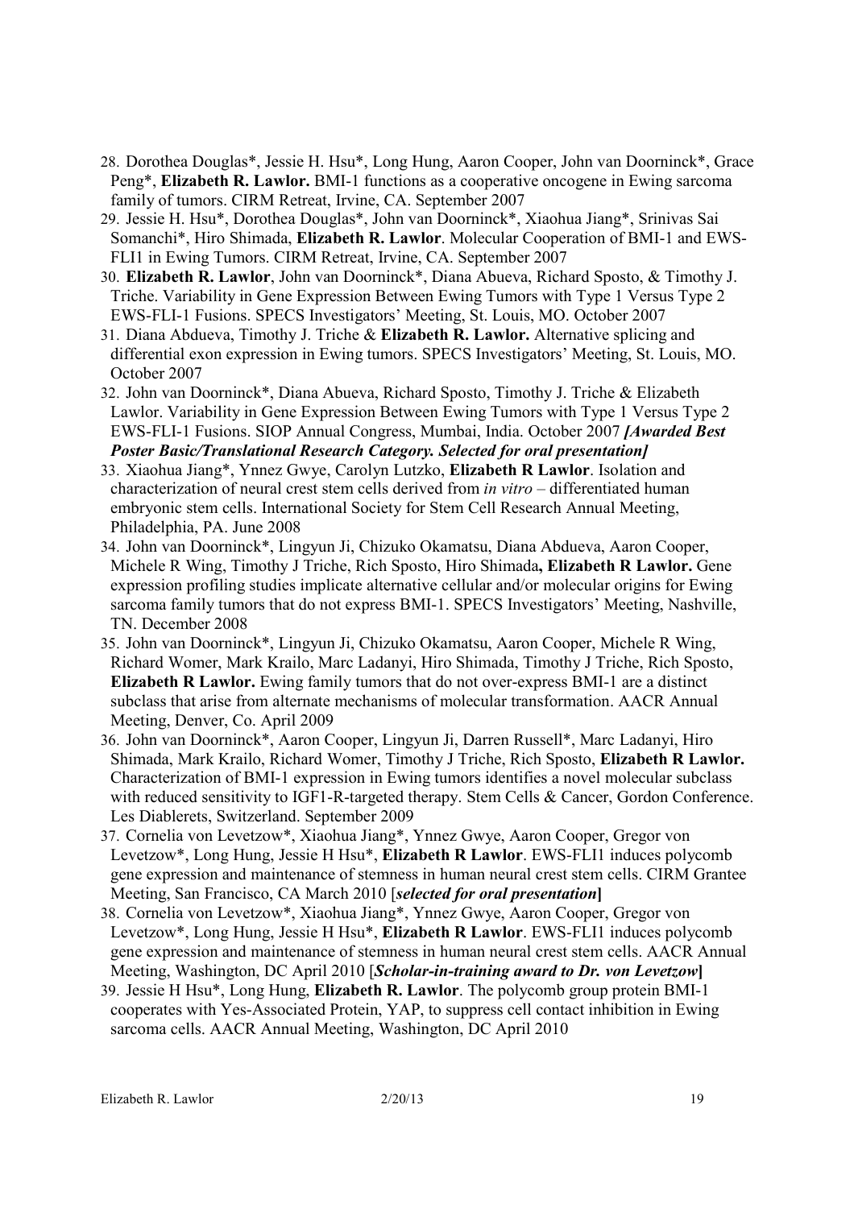28. Dorothea Douglas*, Jessie H. Hsu*, Long Hung, Aaron Cooper, John van Doorninck*, Grace Peng*, **Elizabeth R. Lawlor.** BMI-1 functions as a cooperative oncogene in Ewing sarcoma family of tumors. CIRM Retreat, Irvine, CA. September 2007
29. Jessie H. Hsu*, Dorothea Douglas*, John van Doorninck*, Xiaohua Jiang*, Srinivas Sai Somanchi*, Hiro Shimada, **Elizabeth R. Lawlor**. Molecular Cooperation of BMI-1 and EWS-FLI1 in Ewing Tumors. CIRM Retreat, Irvine, CA. September 2007
30. **Elizabeth R. Lawlor**, John van Doorninck*, Diana Abueva, Richard Sposto, & Timothy J. Triche. Variability in Gene Expression Between Ewing Tumors with Type 1 Versus Type 2 EWS-FLI-1 Fusions. SPECS Investigators' Meeting, St. Louis, MO. October 2007
31. Diana Abdueva, Timothy J. Triche & **Elizabeth R. Lawlor.** Alternative splicing and differential exon expression in Ewing tumors. SPECS Investigators' Meeting, St. Louis, MO. October 2007
32. John van Doorninck*, Diana Abueva, Richard Sposto, Timothy J. Triche & Elizabeth Lawlor. Variability in Gene Expression Between Ewing Tumors with Type 1 Versus Type 2 EWS-FLI-1 Fusions. SIOP Annual Congress, Mumbai, India. October 2007 ***[Awarded Best Poster Basic/Translational Research Category. Selected for oral presentation]***
33. Xiaohua Jiang*, Ynnez Gwye, Carolyn Lutzko, **Elizabeth R Lawlor**. Isolation and characterization of neural crest stem cells derived from *in vitro* – differentiated human embryonic stem cells. International Society for Stem Cell Research Annual Meeting, Philadelphia, PA. June 2008
34. John van Doorninck*, Lingyun Ji, Chizuko Okamatsu, Diana Abdueva, Aaron Cooper, Michele R Wing, Timothy J Triche, Rich Sposto, Hiro Shimada**, Elizabeth R Lawlor.** Gene expression profiling studies implicate alternative cellular and/or molecular origins for Ewing sarcoma family tumors that do not express BMI-1. SPECS Investigators' Meeting, Nashville, TN. December 2008
35. John van Doorninck*, Lingyun Ji, Chizuko Okamatsu, Aaron Cooper, Michele R Wing, Richard Womer, Mark Krailo, Marc Ladanyi, Hiro Shimada, Timothy J Triche, Rich Sposto, **Elizabeth R Lawlor.** Ewing family tumors that do not over-express BMI-1 are a distinct subclass that arise from alternate mechanisms of molecular transformation. AACR Annual Meeting, Denver, Co. April 2009
36. John van Doorninck*, Aaron Cooper, Lingyun Ji, Darren Russell*, Marc Ladanyi, Hiro Shimada, Mark Krailo, Richard Womer, Timothy J Triche, Rich Sposto, **Elizabeth R Lawlor.** Characterization of BMI-1 expression in Ewing tumors identifies a novel molecular subclass with reduced sensitivity to IGF1-R-targeted therapy. Stem Cells & Cancer, Gordon Conference. Les Diablerets, Switzerland. September 2009
37. Cornelia von Levetzow*, Xiaohua Jiang*, Ynnez Gwye, Aaron Cooper, Gregor von Levetzow*, Long Hung, Jessie H Hsu*, **Elizabeth R Lawlor**. EWS-FLI1 induces polycomb gene expression and maintenance of stemness in human neural crest stem cells. CIRM Grantee Meeting, San Francisco, CA March 2010 [***selected for oral presentation*]**
38. Cornelia von Levetzow*, Xiaohua Jiang*, Ynnez Gwye, Aaron Cooper, Gregor von Levetzow*, Long Hung, Jessie H Hsu*, **Elizabeth R Lawlor**. EWS-FLI1 induces polycomb gene expression and maintenance of stemness in human neural crest stem cells. AACR Annual Meeting, Washington, DC April 2010 [***Scholar-in-training award to Dr. von Levetzow*]**
39. Jessie H Hsu*, Long Hung, **Elizabeth R. Lawlor**. The polycomb group protein BMI-1 cooperates with Yes-Associated Protein, YAP, to suppress cell contact inhibition in Ewing sarcoma cells. AACR Annual Meeting, Washington, DC April 2010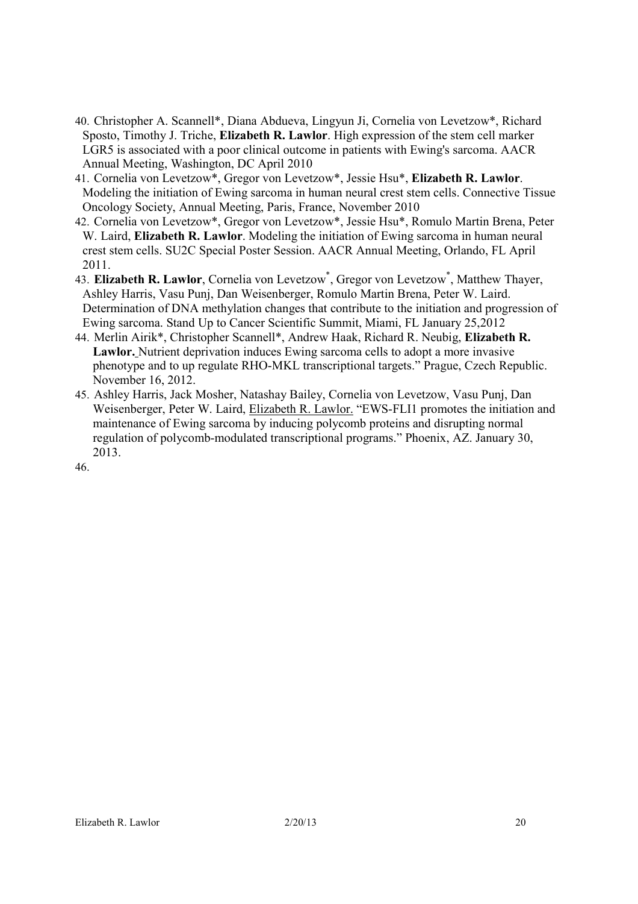40. Christopher A. Scannell*, Diana Abdueva, Lingyun Ji, Cornelia von Levetzow*, Richard Sposto, Timothy J. Triche, **Elizabeth R. Lawlor**. High expression of the stem cell marker LGR5 is associated with a poor clinical outcome in patients with Ewing's sarcoma. AACR Annual Meeting, Washington, DC April 2010
41. Cornelia von Levetzow*, Gregor von Levetzow*, Jessie Hsu*, **Elizabeth R. Lawlor**. Modeling the initiation of Ewing sarcoma in human neural crest stem cells. Connective Tissue Oncology Society, Annual Meeting, Paris, France, November 2010
42. Cornelia von Levetzow*, Gregor von Levetzow*, Jessie Hsu*, Romulo Martin Brena, Peter W. Laird, **Elizabeth R. Lawlor**. Modeling the initiation of Ewing sarcoma in human neural crest stem cells. SU2C Special Poster Session. AACR Annual Meeting, Orlando, FL April 2011.
43. **Elizabeth R. Lawlor**, Cornelia von Levetzow*, Gregor von Levetzow*, Matthew Thayer, Ashley Harris, Vasu Punj, Dan Weisenberger, Romulo Martin Brena, Peter W. Laird. Determination of DNA methylation changes that contribute to the initiation and progression of Ewing sarcoma. Stand Up to Cancer Scientific Summit, Miami, FL January 25,2012
44. Merlin Airik*, Christopher Scannell*, Andrew Haak, Richard R. Neubig, **Elizabeth R. Lawlor.** Nutrient deprivation induces Ewing sarcoma cells to adopt a more invasive phenotype and to up regulate RHO-MKL transcriptional targets." Prague, Czech Republic. November 16, 2012.
45. Ashley Harris, Jack Mosher, Natashay Bailey, Cornelia von Levetzow, Vasu Punj, Dan Weisenberger, Peter W. Laird, Elizabeth R. Lawlor. "EWS-FLI1 promotes the initiation and maintenance of Ewing sarcoma by inducing polycomb proteins and disrupting normal regulation of polycomb-modulated transcriptional programs." Phoenix, AZ. January 30, 2013.
46.